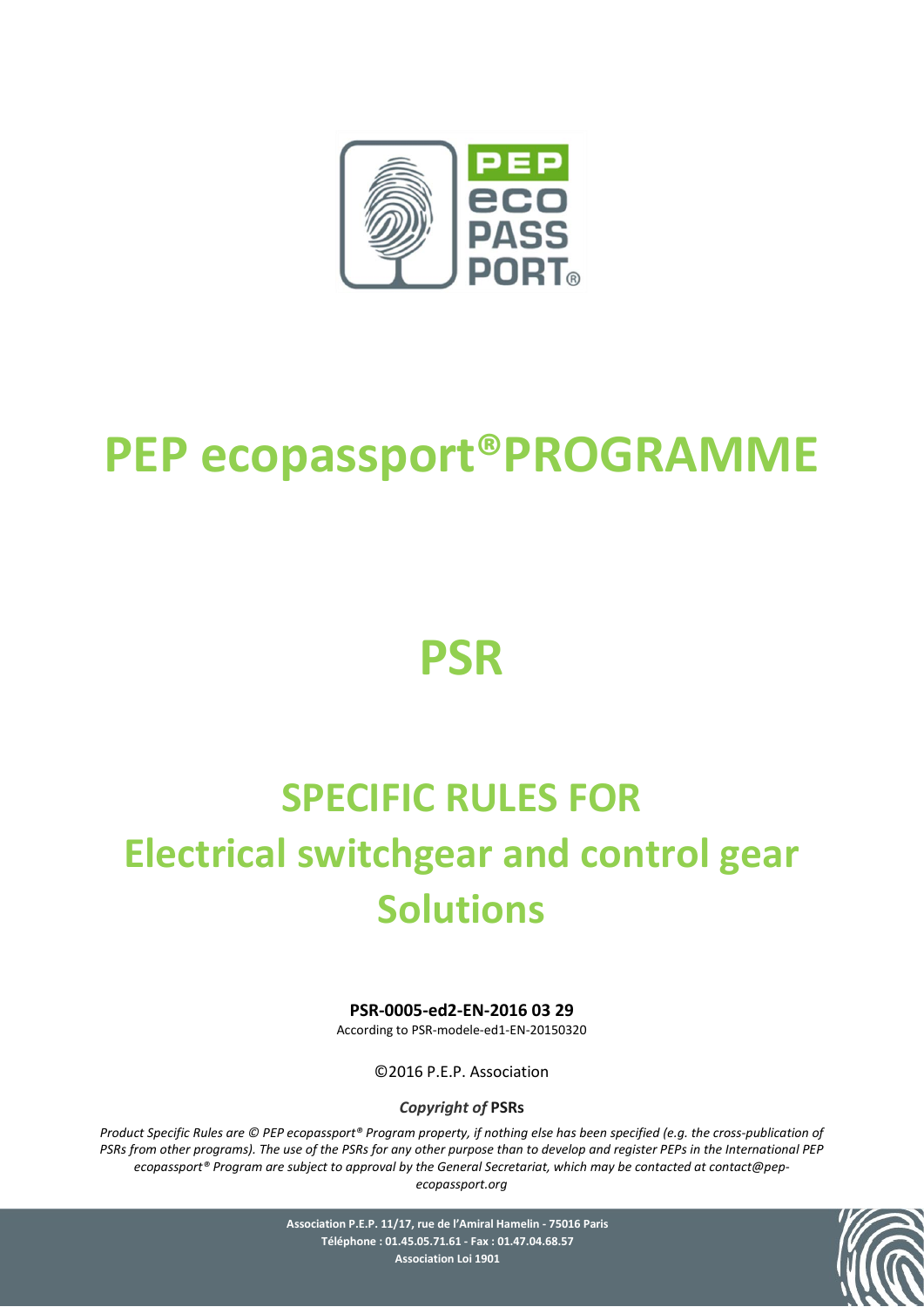# PEP ecopassport®PROGRAMME

# PSR

# SPECIFIC RULES FOR Electrical switchgear and control gear Solutions

**PSR-0005-ed2-EN-2016 03 29**

According to PSR-modele-ed1-EN-20150320

©2016 P.E.P. Association

***Copyright of* PSRs**

*Product Specific Rules are © PEP ecopassport® Program property, if nothing else has been specified (e.g. the cross-publication of PSRs from other programs). The use of the PSRs for any other purpose than to develop and register PEPs in the International PEP ecopassport® Program are subject to approval by the General Secretariat, which may be contacted at contact@pep-ecopassport.org*

**Association P.E.P. 11/17, rue de l'Amiral Hamelin - 75016 Paris**
**Téléphone : 01.45.05.71.61 - Fax : 01.47.04.68.57**
**Association Loi 1901**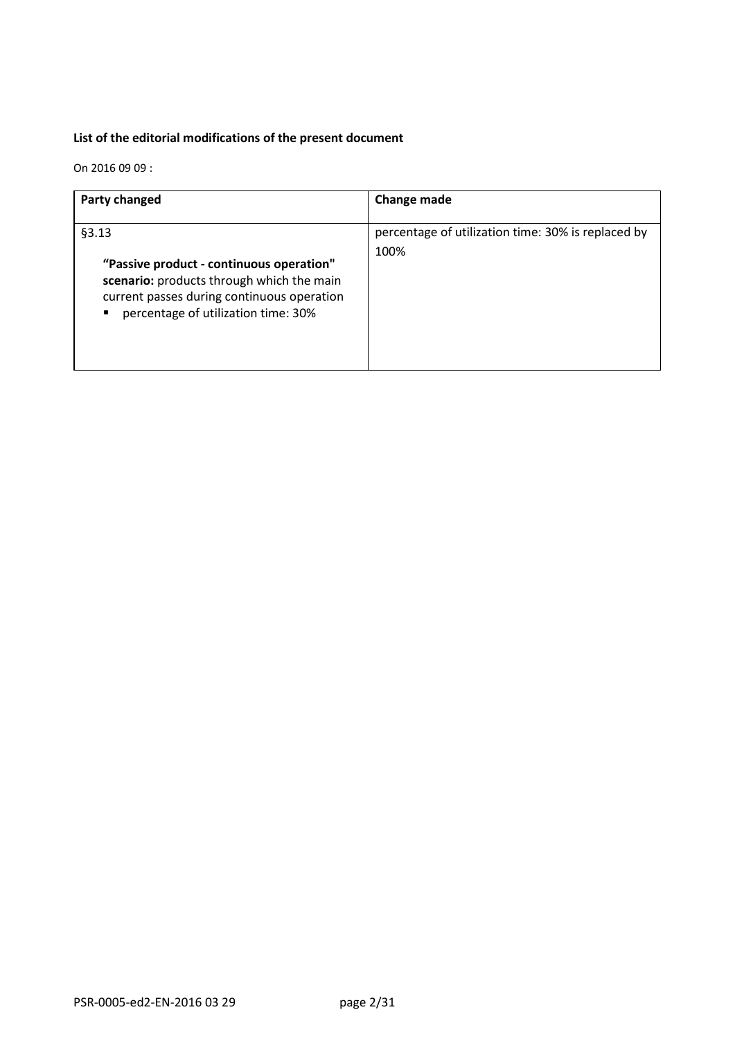**List of the editorial modifications of the present document**

On 2016 09 09 :

| Party changed | Change made |
| --- | --- |
| §3.13<br><br>**“Passive product - continuous operation" scenario:** products through which the main current passes during continuous operation<br>▪ percentage of utilization time: 30% | percentage of utilization time: 30% is replaced by 100% |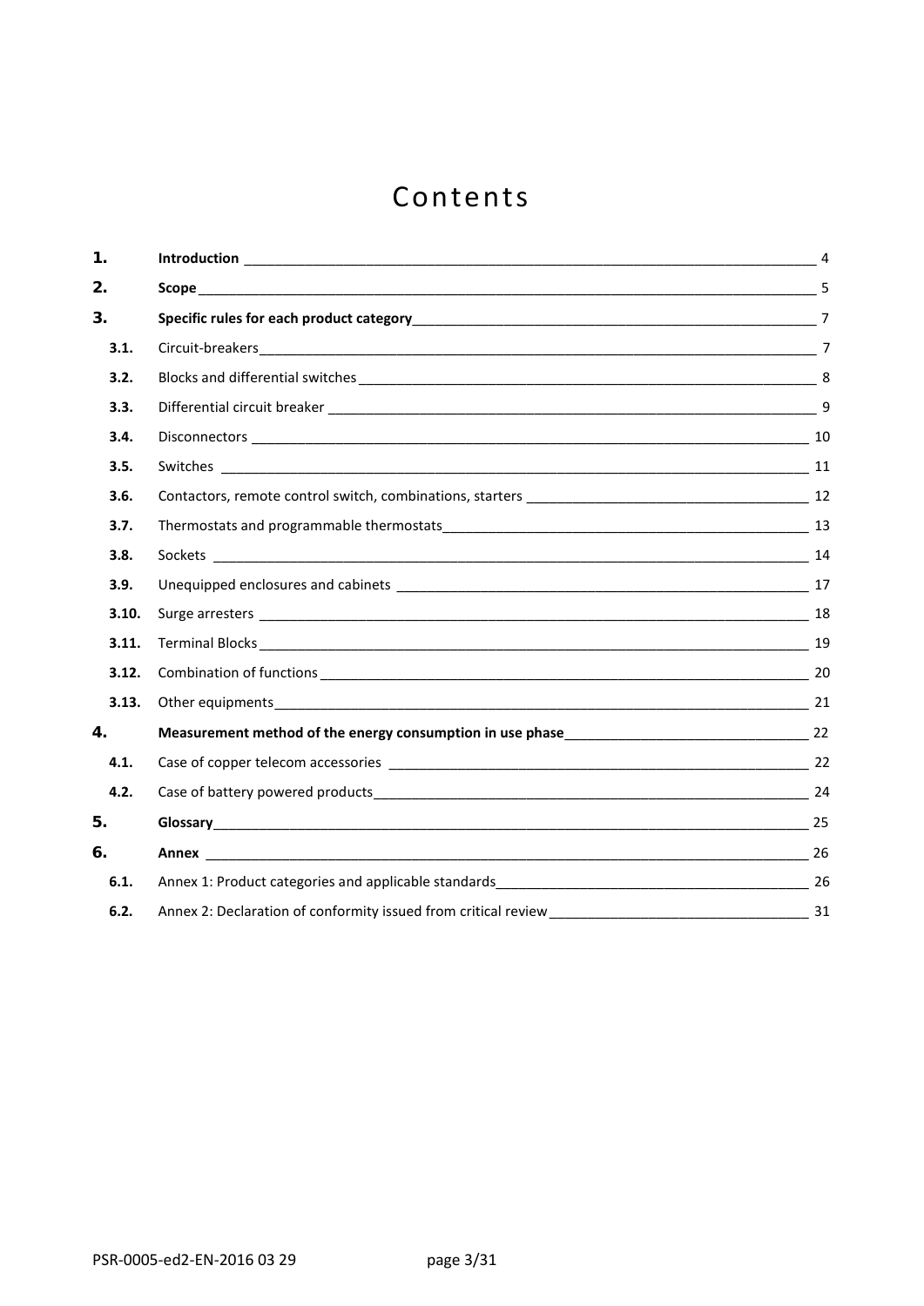# Contents

| | | |
|---|---|---|
| **1.** | **Introduction** | 4 |
| **2.** | **Scope** | 5 |
| **3.** | **Specific rules for each product category** | 7 |
| **3.1.** | Circuit-breakers | 7 |
| **3.2.** | Blocks and differential switches | 8 |
| **3.3.** | Differential circuit breaker | 9 |
| **3.4.** | Disconnectors | 10 |
| **3.5.** | Switches | 11 |
| **3.6.** | Contactors, remote control switch, combinations, starters | 12 |
| **3.7.** | Thermostats and programmable thermostats | 13 |
| **3.8.** | Sockets | 14 |
| **3.9.** | Unequipped enclosures and cabinets | 17 |
| **3.10.** | Surge arresters | 18 |
| **3.11.** | Terminal Blocks | 19 |
| **3.12.** | Combination of functions | 20 |
| **3.13.** | Other equipments | 21 |
| **4.** | **Measurement method of the energy consumption in use phase** | 22 |
| **4.1.** | Case of copper telecom accessories | 22 |
| **4.2.** | Case of battery powered products | 24 |
| **5.** | **Glossary** | 25 |
| **6.** | **Annex** | 26 |
| **6.1.** | Annex 1: Product categories and applicable standards | 26 |
| **6.2.** | Annex 2: Declaration of conformity issued from critical review | 31 |

PSR-0005-ed2-EN-2016 03 29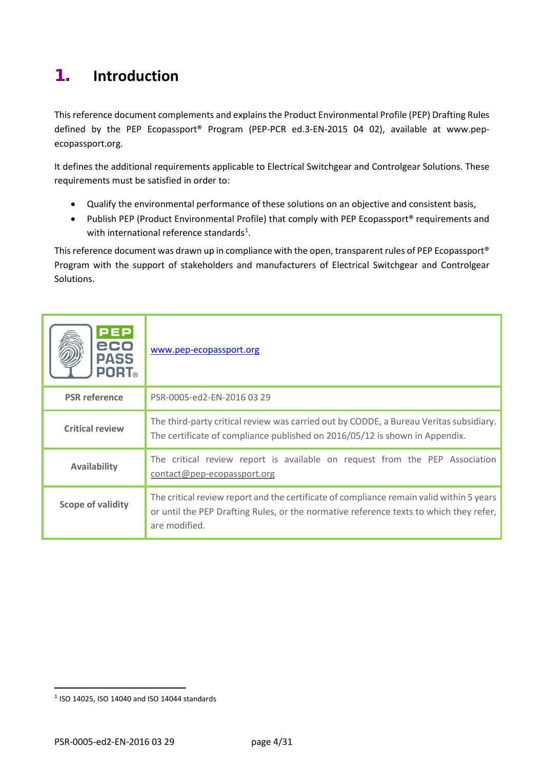# 1. Introduction

This reference document complements and explains the Product Environmental Profile (PEP) Drafting Rules defined by the PEP Ecopassport® Program (PEP-PCR ed.3-EN-2015 04 02), available at www.pep-ecopassport.org.

It defines the additional requirements applicable to Electrical Switchgear and Controlgear Solutions. These requirements must be satisfied in order to:

- Qualify the environmental performance of these solutions on an objective and consistent basis,
- Publish PEP (Product Environmental Profile) that comply with PEP Ecopassport® requirements and with international reference standards[1].

This reference document was drawn up in compliance with the open, transparent rules of PEP Ecopassport® Program with the support of stakeholders and manufacturers of Electrical Switchgear and Controlgear Solutions.

| PEP eco PASS PORT® | www.pep-ecopassport.org |
|---|---|
| **PSR reference** | PSR-0005-ed2-EN-2016 03 29 |
| **Critical review** | The third-party critical review was carried out by CODDE, a Bureau Veritas subsidiary. The certificate of compliance published on 2016/05/12 is shown in Appendix. |
| **Availability** | The critical review report is available on request from the PEP Association contact@pep-ecopassport.org |
| **Scope of validity** | The critical review report and the certificate of compliance remain valid within 5 years or until the PEP Drafting Rules, or the normative reference texts to which they refer, are modified. |

[1] ISO 14025, ISO 14040 and ISO 14044 standards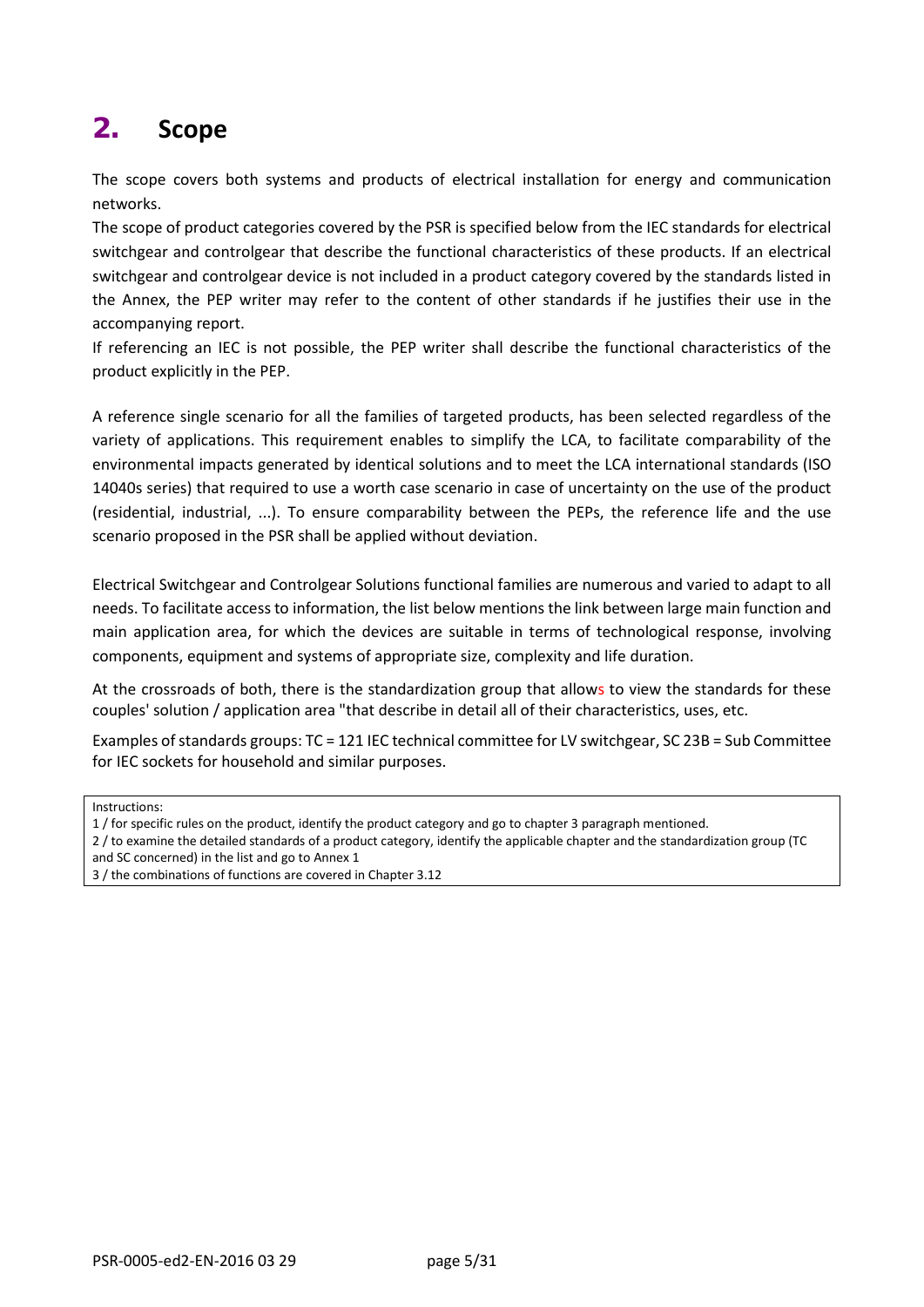## 2. Scope

The scope covers both systems and products of electrical installation for energy and communication networks.

The scope of product categories covered by the PSR is specified below from the IEC standards for electrical switchgear and controlgear that describe the functional characteristics of these products. If an electrical switchgear and controlgear device is not included in a product category covered by the standards listed in the Annex, the PEP writer may refer to the content of other standards if he justifies their use in the accompanying report.

If referencing an IEC is not possible, the PEP writer shall describe the functional characteristics of the product explicitly in the PEP.

A reference single scenario for all the families of targeted products, has been selected regardless of the variety of applications. This requirement enables to simplify the LCA, to facilitate comparability of the environmental impacts generated by identical solutions and to meet the LCA international standards (ISO 14040s series) that required to use a worth case scenario in case of uncertainty on the use of the product (residential, industrial, ...). To ensure comparability between the PEPs, the reference life and the use scenario proposed in the PSR shall be applied without deviation.

Electrical Switchgear and Controlgear Solutions functional families are numerous and varied to adapt to all needs. To facilitate access to information, the list below mentions the link between large main function and main application area, for which the devices are suitable in terms of technological response, involving components, equipment and systems of appropriate size, complexity and life duration.

At the crossroads of both, there is the standardization group that allows to view the standards for these couples' solution / application area "that describe in detail all of their characteristics, uses, etc.

Examples of standards groups: TC = 121 IEC technical committee for LV switchgear, SC 23B = Sub Committee for IEC sockets for household and similar purposes.

Instructions:

1 / for specific rules on the product, identify the product category and go to chapter 3 paragraph mentioned.

2 / to examine the detailed standards of a product category, identify the applicable chapter and the standardization group (TC and SC concerned) in the list and go to Annex 1

3 / the combinations of functions are covered in Chapter 3.12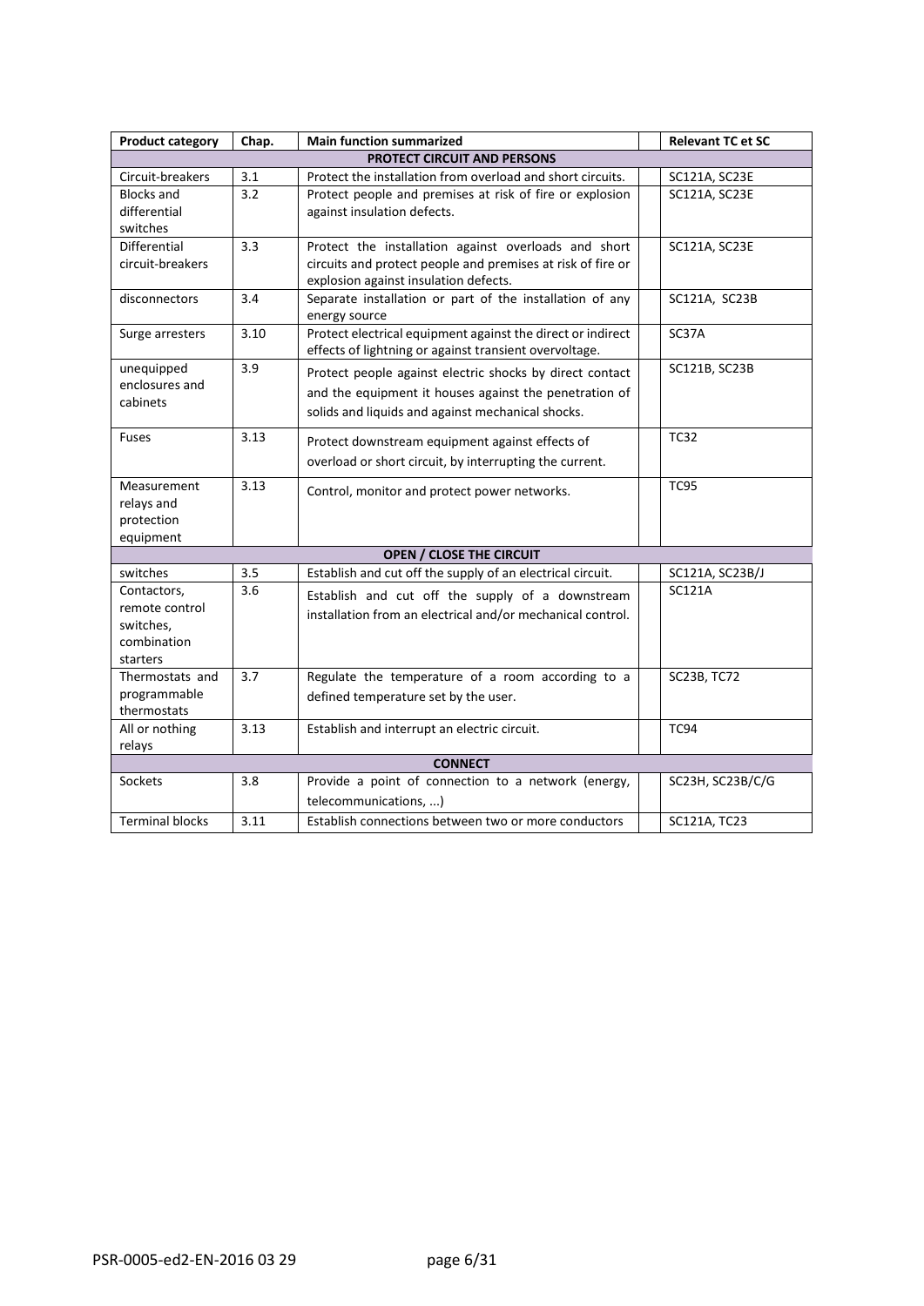| Product category | Chap. | Main function summarized | | Relevant TC et SC |
|---|---|---|---|---|
| **PROTECT CIRCUIT AND PERSONS** | | | | |
| Circuit-breakers | 3.1 | Protect the installation from overload and short circuits. | | SC121A, SC23E |
| Blocks and differential switches | 3.2 | Protect people and premises at risk of fire or explosion against insulation defects. | | SC121A, SC23E |
| Differential circuit-breakers | 3.3 | Protect the installation against overloads and short circuits and protect people and premises at risk of fire or explosion against insulation defects. | | SC121A, SC23E |
| disconnectors | 3.4 | Separate installation or part of the installation of any energy source | | SC121A, SC23B |
| Surge arresters | 3.10 | Protect electrical equipment against the direct or indirect effects of lightning or against transient overvoltage. | | SC37A |
| unequipped enclosures and cabinets | 3.9 | Protect people against electric shocks by direct contact and the equipment it houses against the penetration of solids and liquids and against mechanical shocks. | | SC121B, SC23B |
| Fuses | 3.13 | Protect downstream equipment against effects of overload or short circuit, by interrupting the current. | | TC32 |
| Measurement relays and protection equipment | 3.13 | Control, monitor and protect power networks. | | TC95 |
| **OPEN / CLOSE THE CIRCUIT** | | | | |
| switches | 3.5 | Establish and cut off the supply of an electrical circuit. | | SC121A, SC23B/J |
| Contactors, remote control switches, combination starters | 3.6 | Establish and cut off the supply of a downstream installation from an electrical and/or mechanical control. | | SC121A |
| Thermostats and programmable thermostats | 3.7 | Regulate the temperature of a room according to a defined temperature set by the user. | | SC23B, TC72 |
| All or nothing relays | 3.13 | Establish and interrupt an electric circuit. | | TC94 |
| **CONNECT** | | | | |
| Sockets | 3.8 | Provide a point of connection to a network (energy, telecommunications, ...) | | SC23H, SC23B/C/G |
| Terminal blocks | 3.11 | Establish connections between two or more conductors | | SC121A, TC23 |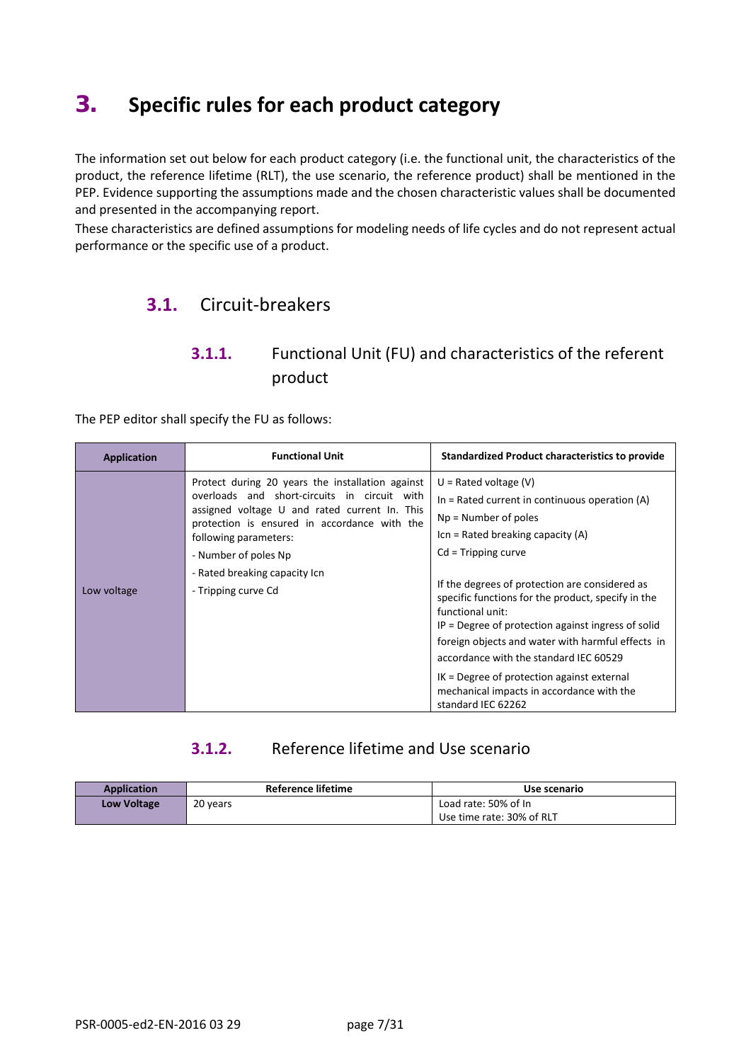# 3. Specific rules for each product category

The information set out below for each product category (i.e. the functional unit, the characteristics of the product, the reference lifetime (RLT), the use scenario, the reference product) shall be mentioned in the PEP. Evidence supporting the assumptions made and the chosen characteristic values shall be documented and presented in the accompanying report.

These characteristics are defined assumptions for modeling needs of life cycles and do not represent actual performance or the specific use of a product.

## 3.1. Circuit-breakers

### 3.1.1. Functional Unit (FU) and characteristics of the referent product

The PEP editor shall specify the FU as follows:

| Application | Functional Unit | Standardized Product characteristics to provide |
|---|---|---|
| Low voltage | Protect during 20 years the installation against overloads and short-circuits in circuit with assigned voltage U and rated current In. This protection is ensured in accordance with the following parameters:<br>- Number of poles Np<br>- Rated breaking capacity Icn<br>- Tripping curve Cd | U = Rated voltage (V)<br>In = Rated current in continuous operation (A)<br>Np = Number of poles<br>Icn = Rated breaking capacity (A)<br>Cd = Tripping curve<br><br>If the degrees of protection are considered as specific functions for the product, specify in the functional unit:<br>IP = Degree of protection against ingress of solid foreign objects and water with harmful effects in accordance with the standard IEC 60529<br>IK = Degree of protection against external mechanical impacts in accordance with the standard IEC 62262 |

### 3.1.2. Reference lifetime and Use scenario

| Application | Reference lifetime | Use scenario |
|---|---|---|
| **Low Voltage** | 20 years | Load rate: 50% of In<br>Use time rate: 30% of RLT |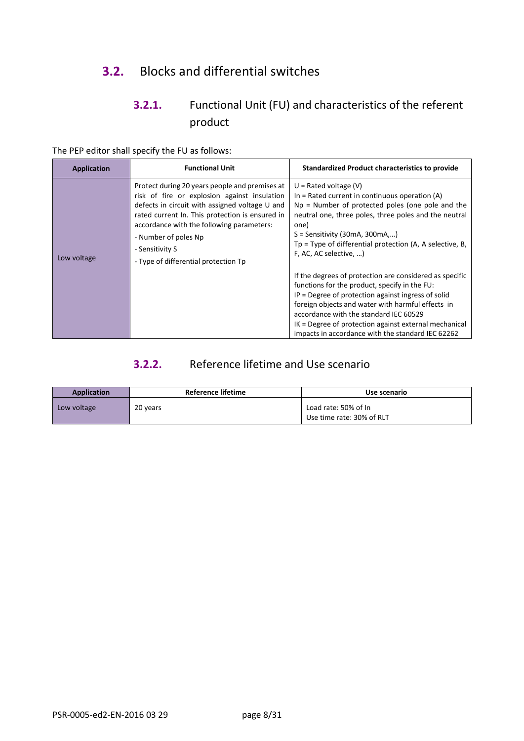## 3.2. Blocks and differential switches

### 3.2.1. Functional Unit (FU) and characteristics of the referent product

The PEP editor shall specify the FU as follows:

| Application | Functional Unit | Standardized Product characteristics to provide |
|---|---|---|
| Low voltage | Protect during 20 years people and premises at risk of fire or explosion against insulation defects in circuit with assigned voltage U and rated current In. This protection is ensured in accordance with the following parameters:<br>- Number of poles Np<br>- Sensitivity S<br>- Type of differential protection Tp | U = Rated voltage (V)<br>In = Rated current in continuous operation (A)<br>Np = Number of protected poles (one pole and the neutral one, three poles, three poles and the neutral one)<br>S = Sensitivity (30mA, 300mA,…)<br>Tp = Type of differential protection (A, A selective, B, F, AC, AC selective, …)<br><br>If the degrees of protection are considered as specific functions for the product, specify in the FU:<br>IP = Degree of protection against ingress of solid foreign objects and water with harmful effects in accordance with the standard IEC 60529<br>IK = Degree of protection against external mechanical impacts in accordance with the standard IEC 62262 |

### 3.2.2. Reference lifetime and Use scenario

| Application | Reference lifetime | Use scenario |
|---|---|---|
| Low voltage | 20 years | Load rate: 50% of In<br>Use time rate: 30% of RLT |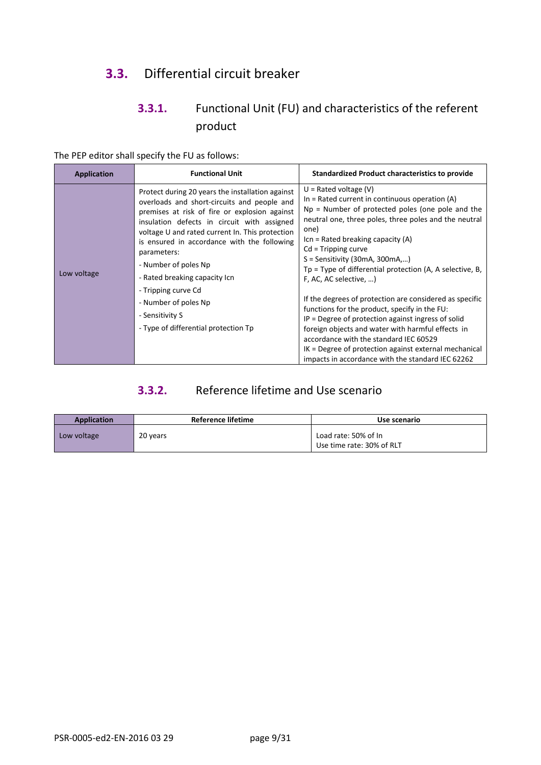## 3.3. Differential circuit breaker

### 3.3.1. Functional Unit (FU) and characteristics of the referent product

The PEP editor shall specify the FU as follows:

| Application | Functional Unit | Standardized Product characteristics to provide |
|---|---|---|
| Low voltage | Protect during 20 years the installation against overloads and short-circuits and people and premises at risk of fire or explosion against insulation defects in circuit with assigned voltage U and rated current In. This protection is ensured in accordance with the following parameters:<br>- Number of poles Np<br>- Rated breaking capacity Icn<br>- Tripping curve Cd<br>- Number of poles Np<br>- Sensitivity S<br>- Type of differential protection Tp | U = Rated voltage (V)<br>In = Rated current in continuous operation (A)<br>Np = Number of protected poles (one pole and the neutral one, three poles, three poles and the neutral one)<br>Icn = Rated breaking capacity (A)<br>Cd = Tripping curve<br>S = Sensitivity (30mA, 300mA,…)<br>Tp = Type of differential protection (A, A selective, B, F, AC, AC selective, …)<br><br>If the degrees of protection are considered as specific functions for the product, specify in the FU:<br>IP = Degree of protection against ingress of solid foreign objects and water with harmful effects in accordance with the standard IEC 60529<br>IK = Degree of protection against external mechanical impacts in accordance with the standard IEC 62262 |

### 3.3.2. Reference lifetime and Use scenario

| Application | Reference lifetime | Use scenario |
|---|---|---|
| Low voltage | 20 years | Load rate: 50% of In<br>Use time rate: 30% of RLT |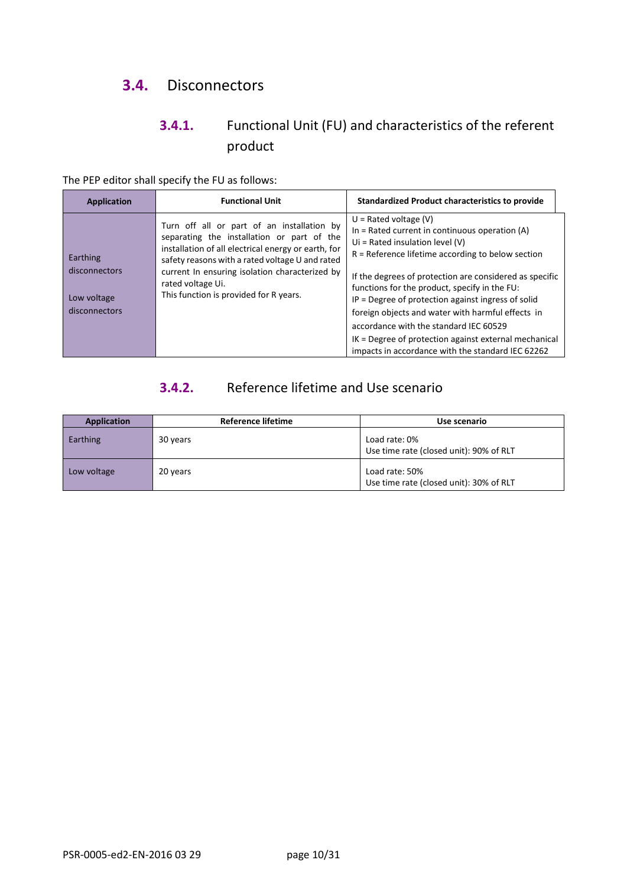## 3.4. Disconnectors

### 3.4.1. Functional Unit (FU) and characteristics of the referent product

The PEP editor shall specify the FU as follows:

| Application | Functional Unit | Standardized Product characteristics to provide |
|---|---|---|
| Earthing disconnectors<br><br>Low voltage disconnectors | Turn off all or part of an installation by separating the installation or part of the installation of all electrical energy or earth, for safety reasons with a rated voltage U and rated current In ensuring isolation characterized by rated voltage Ui.<br>This function is provided for R years. | U = Rated voltage (V)<br>In = Rated current in continuous operation (A)<br>Ui = Rated insulation level (V)<br>R = Reference lifetime according to below section<br><br>If the degrees of protection are considered as specific functions for the product, specify in the FU:<br>IP = Degree of protection against ingress of solid foreign objects and water with harmful effects in accordance with the standard IEC 60529<br>IK = Degree of protection against external mechanical impacts in accordance with the standard IEC 62262 |

### 3.4.2. Reference lifetime and Use scenario

| Application | Reference lifetime | Use scenario |
|---|---|---|
| Earthing | 30 years | Load rate: 0%<br>Use time rate (closed unit): 90% of RLT |
| Low voltage | 20 years | Load rate: 50%<br>Use time rate (closed unit): 30% of RLT |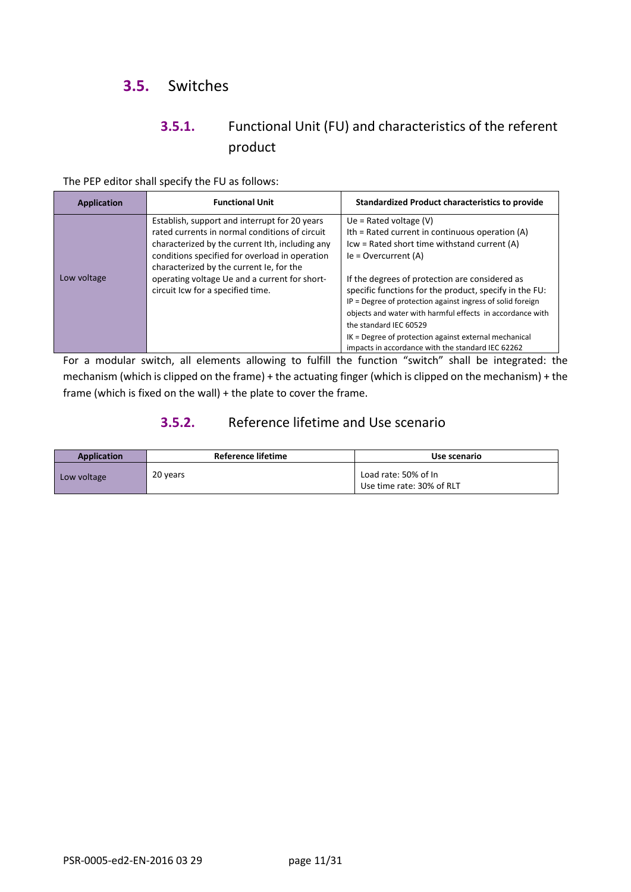## 3.5. Switches

### 3.5.1. Functional Unit (FU) and characteristics of the referent product

The PEP editor shall specify the FU as follows:

| Application | Functional Unit | Standardized Product characteristics to provide |
|---|---|---|
| Low voltage | Establish, support and interrupt for 20 years rated currents in normal conditions of circuit characterized by the current Ith, including any conditions specified for overload in operation characterized by the current Ie, for the operating voltage Ue and a current for short-circuit Icw for a specified time. | Ue = Rated voltage (V)<br>Ith = Rated current in continuous operation (A)<br>Icw = Rated short time withstand current (A)<br>Ie = Overcurrent (A)<br><br>If the degrees of protection are considered as specific functions for the product, specify in the FU:<br>IP = Degree of protection against ingress of solid foreign objects and water with harmful effects in accordance with the standard IEC 60529<br>IK = Degree of protection against external mechanical impacts in accordance with the standard IEC 62262 |

For a modular switch, all elements allowing to fulfill the function "switch" shall be integrated: the mechanism (which is clipped on the frame) + the actuating finger (which is clipped on the mechanism) + the frame (which is fixed on the wall) + the plate to cover the frame.

### 3.5.2. Reference lifetime and Use scenario

| Application | Reference lifetime | Use scenario |
|---|---|---|
| Low voltage | 20 years | Load rate: 50% of In<br>Use time rate: 30% of RLT |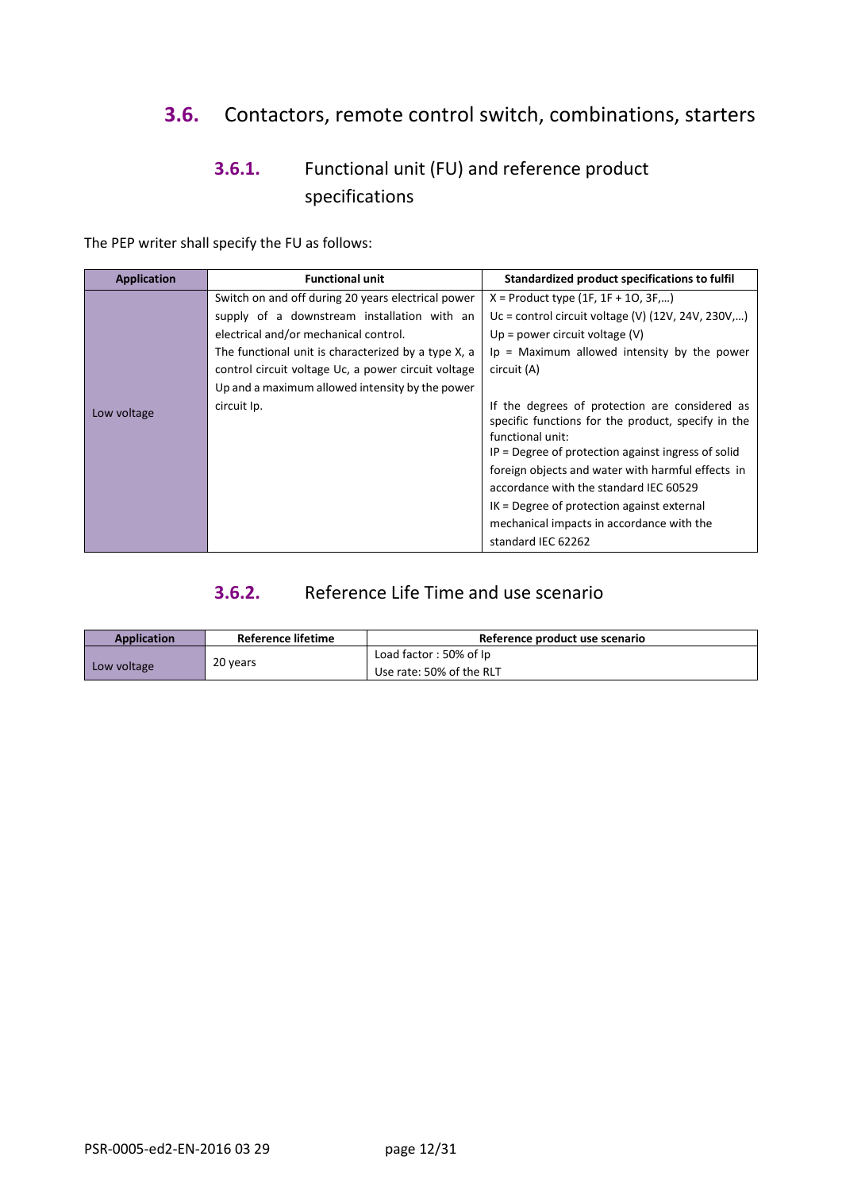## 3.6. Contactors, remote control switch, combinations, starters

### 3.6.1. Functional unit (FU) and reference product specifications

The PEP writer shall specify the FU as follows:

| Application | Functional unit | Standardized product specifications to fulfil |
|---|---|---|
| Low voltage | Switch on and off during 20 years electrical power supply of a downstream installation with an electrical and/or mechanical control.<br>The functional unit is characterized by a type X, a control circuit voltage Uc, a power circuit voltage Up and a maximum allowed intensity by the power circuit Ip. | X = Product type (1F, 1F + 1O, 3F,…)<br>Uc = control circuit voltage (V) (12V, 24V, 230V,…)<br>Up = power circuit voltage (V)<br>Ip = Maximum allowed intensity by the power circuit (A)<br><br>If the degrees of protection are considered as specific functions for the product, specify in the functional unit:<br>IP = Degree of protection against ingress of solid foreign objects and water with harmful effects in accordance with the standard IEC 60529<br>IK = Degree of protection against external mechanical impacts in accordance with the standard IEC 62262 |

### 3.6.2. Reference Life Time and use scenario

| Application | Reference lifetime | Reference product use scenario |
|---|---|---|
| Low voltage | 20 years | Load factor : 50% of Ip<br>Use rate: 50% of the RLT |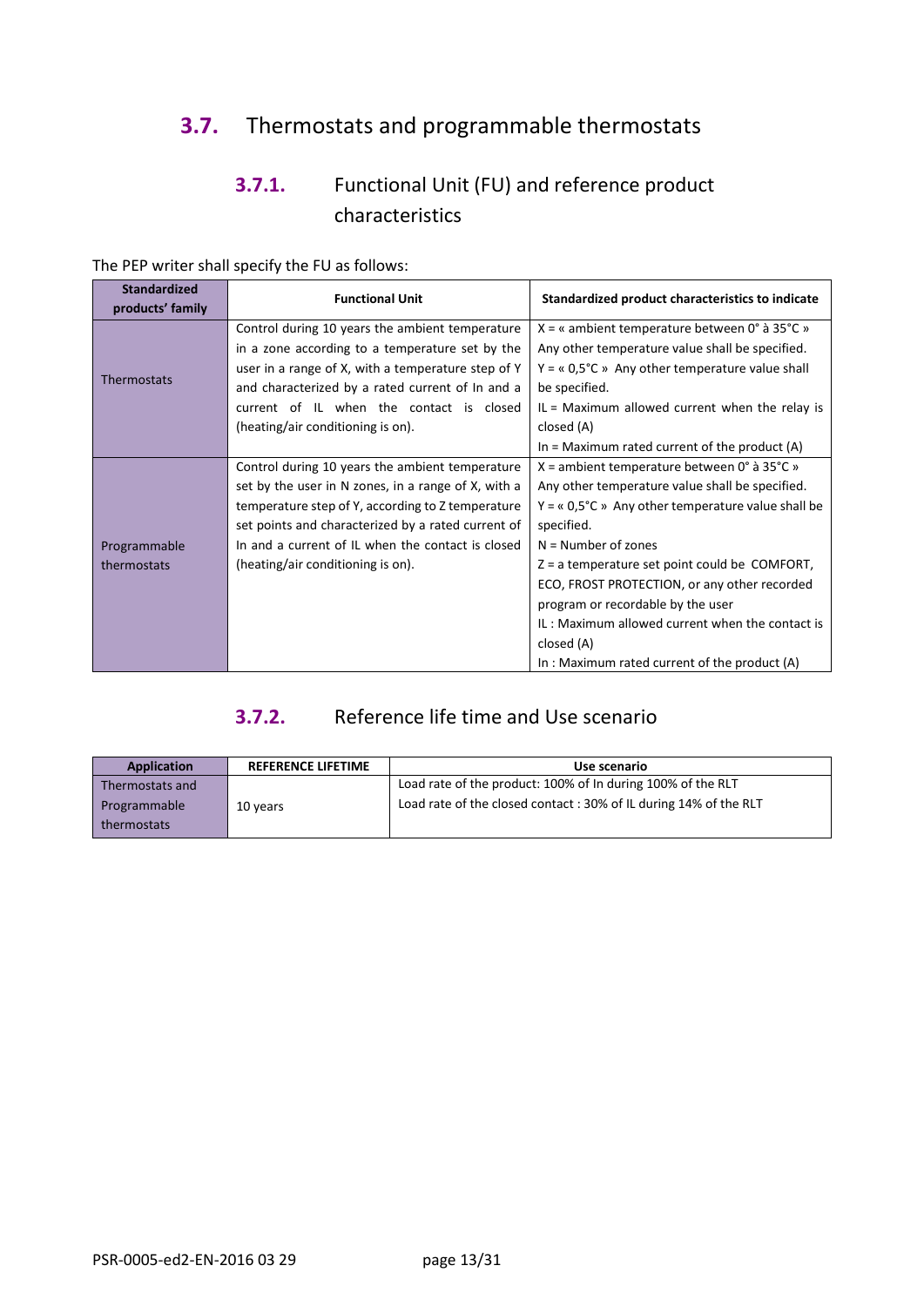## 3.7. Thermostats and programmable thermostats

### 3.7.1. Functional Unit (FU) and reference product characteristics

The PEP writer shall specify the FU as follows:

| Standardized products' family | Functional Unit | Standardized product characteristics to indicate |
|---|---|---|
| Thermostats | Control during 10 years the ambient temperature in a zone according to a temperature set by the user in a range of X, with a temperature step of Y and characterized by a rated current of In and a current of IL when the contact is closed (heating/air conditioning is on). | X = « ambient temperature between 0° à 35°C » Any other temperature value shall be specified.<br>Y = « 0,5°C » Any other temperature value shall be specified.<br>IL = Maximum allowed current when the relay is closed (A)<br>In = Maximum rated current of the product (A) |
| Programmable thermostats | Control during 10 years the ambient temperature set by the user in N zones, in a range of X, with a temperature step of Y, according to Z temperature set points and characterized by a rated current of In and a current of IL when the contact is closed (heating/air conditioning is on). | X = ambient temperature between 0° à 35°C » Any other temperature value shall be specified.<br>Y = « 0,5°C » Any other temperature value shall be specified.<br>N = Number of zones<br>Z = a temperature set point could be COMFORT, ECO, FROST PROTECTION, or any other recorded program or recordable by the user<br>IL : Maximum allowed current when the contact is closed (A)<br>In : Maximum rated current of the product (A) |

### 3.7.2. Reference life time and Use scenario

| Application | REFERENCE LIFETIME | Use scenario |
|---|---|---|
| Thermostats and Programmable thermostats | 10 years | Load rate of the product: 100% of In during 100% of the RLT<br>Load rate of the closed contact : 30% of IL during 14% of the RLT |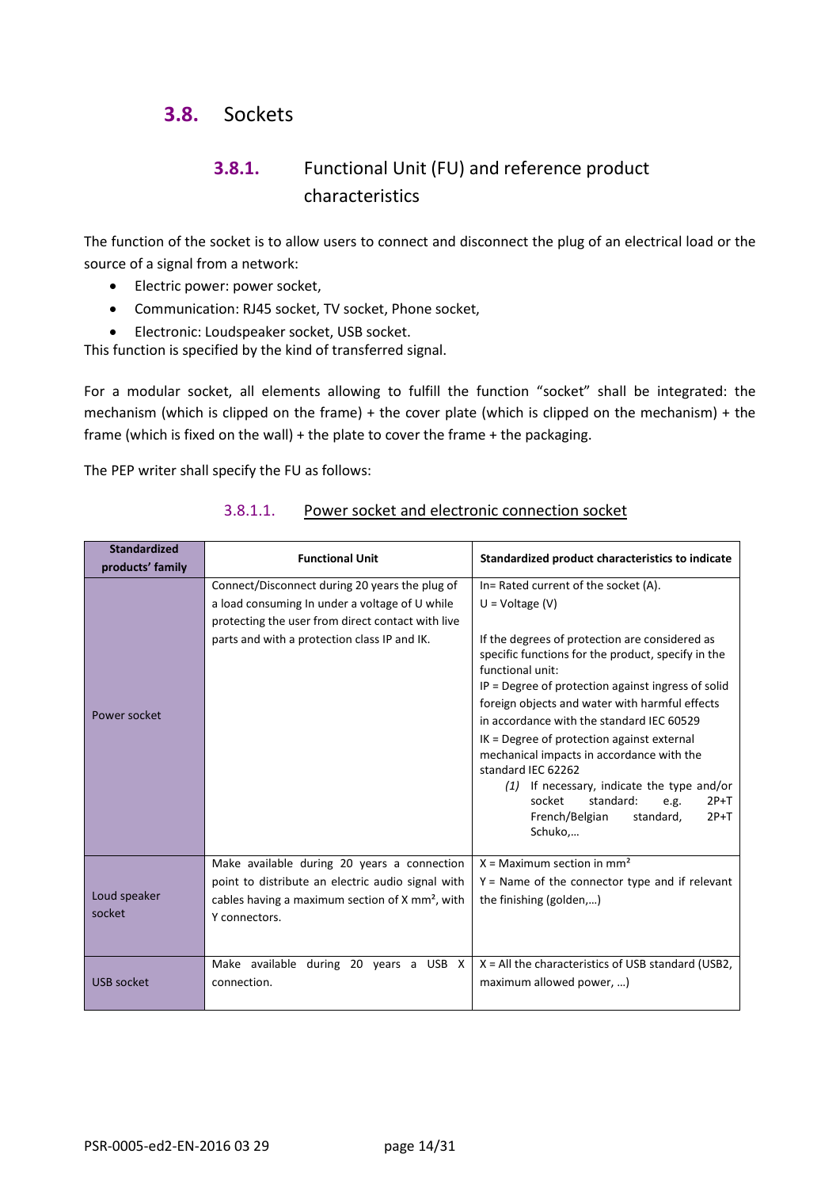## 3.8. Sockets

### 3.8.1. Functional Unit (FU) and reference product characteristics

The function of the socket is to allow users to connect and disconnect the plug of an electrical load or the source of a signal from a network:

- Electric power: power socket,
- Communication: RJ45 socket, TV socket, Phone socket,
- Electronic: Loudspeaker socket, USB socket.

This function is specified by the kind of transferred signal.

For a modular socket, all elements allowing to fulfill the function "socket" shall be integrated: the mechanism (which is clipped on the frame) + the cover plate (which is clipped on the mechanism) + the frame (which is fixed on the wall) + the plate to cover the frame + the packaging.

The PEP writer shall specify the FU as follows:

#### 3.8.1.1. Power socket and electronic connection socket

| Standardized products' family | Functional Unit | Standardized product characteristics to indicate |
|---|---|---|
| Power socket | Connect/Disconnect during 20 years the plug of a load consuming In under a voltage of U while protecting the user from direct contact with live parts and with a protection class IP and IK. | In= Rated current of the socket (A).<br>U = Voltage (V)<br><br>If the degrees of protection are considered as specific functions for the product, specify in the functional unit:<br>IP = Degree of protection against ingress of solid foreign objects and water with harmful effects in accordance with the standard IEC 60529<br>IK = Degree of protection against external mechanical impacts in accordance with the standard IEC 62262<br>*(1)* If necessary, indicate the type and/or socket standard: e.g. 2P+T French/Belgian standard, 2P+T Schuko,… |
| Loud speaker socket | Make available during 20 years a connection point to distribute an electric audio signal with cables having a maximum section of X mm², with Y connectors. | X = Maximum section in mm²<br>Y = Name of the connector type and if relevant the finishing (golden,…) |
| USB socket | Make available during 20 years a USB X connection. | X = All the characteristics of USB standard (USB2, maximum allowed power, …) |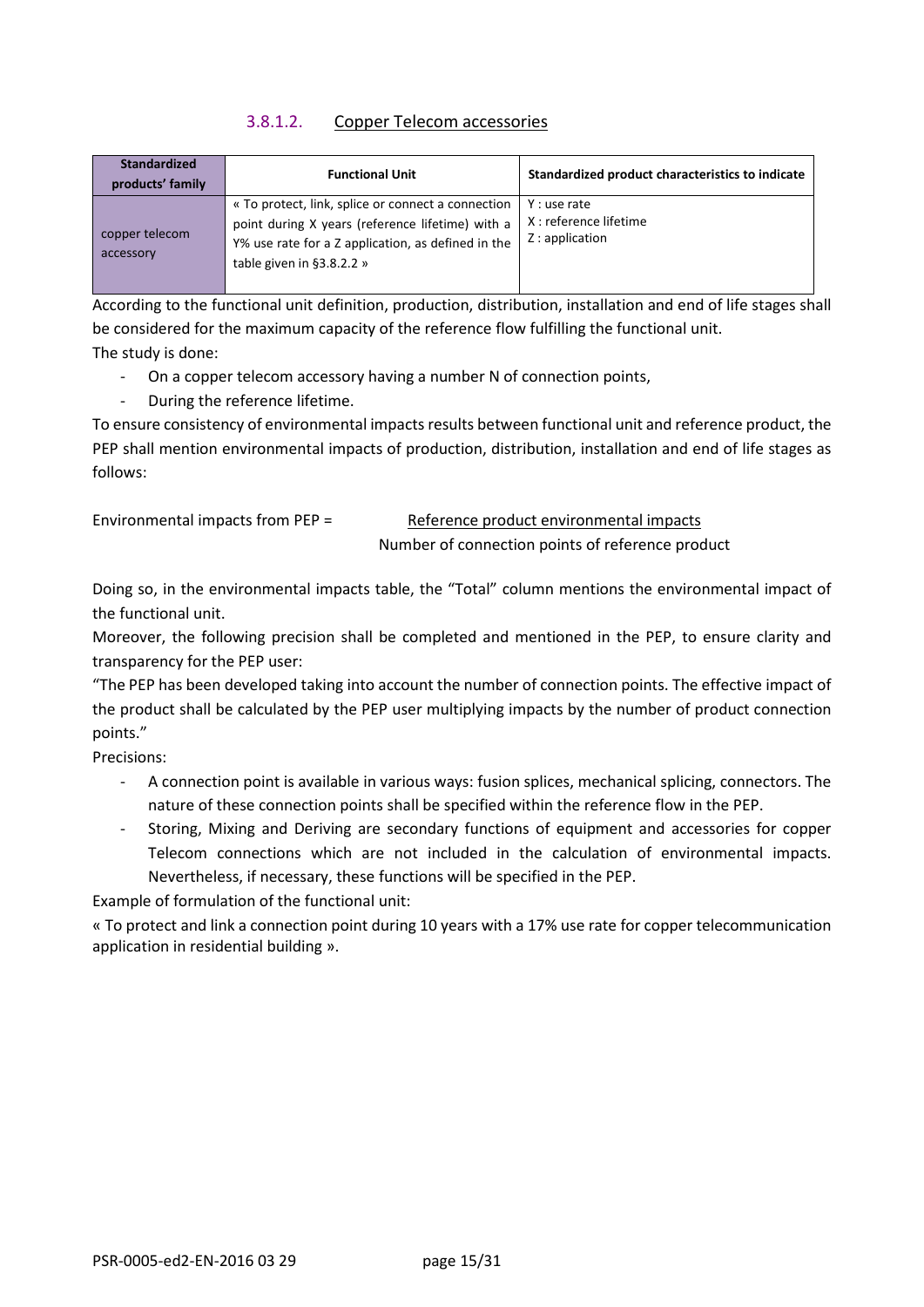### 3.8.1.2. Copper Telecom accessories

| Standardized products' family | Functional Unit | Standardized product characteristics to indicate |
|---|---|---|
| copper telecom accessory | « To protect, link, splice or connect a connection point during X years (reference lifetime) with a Y% use rate for a Z application, as defined in the table given in §3.8.2.2 » | Y : use rate<br>X : reference lifetime<br>Z : application |

According to the functional unit definition, production, distribution, installation and end of life stages shall be considered for the maximum capacity of the reference flow fulfilling the functional unit.
The study is done:

- On a copper telecom accessory having a number N of connection points,
- During the reference lifetime.

To ensure consistency of environmental impacts results between functional unit and reference product, the PEP shall mention environmental impacts of production, distribution, installation and end of life stages as follows:

$$\text{Environmental impacts from PEP} = \frac{\text{Reference product environmental impacts}}{\text{Number of connection points of reference product}}$$

Doing so, in the environmental impacts table, the "Total" column mentions the environmental impact of the functional unit.
Moreover, the following precision shall be completed and mentioned in the PEP, to ensure clarity and transparency for the PEP user:
"The PEP has been developed taking into account the number of connection points. The effective impact of the product shall be calculated by the PEP user multiplying impacts by the number of product connection points."
Precisions:

- A connection point is available in various ways: fusion splices, mechanical splicing, connectors. The nature of these connection points shall be specified within the reference flow in the PEP.
- Storing, Mixing and Deriving are secondary functions of equipment and accessories for copper Telecom connections which are not included in the calculation of environmental impacts. Nevertheless, if necessary, these functions will be specified in the PEP.

Example of formulation of the functional unit:
« To protect and link a connection point during 10 years with a 17% use rate for copper telecommunication application in residential building ».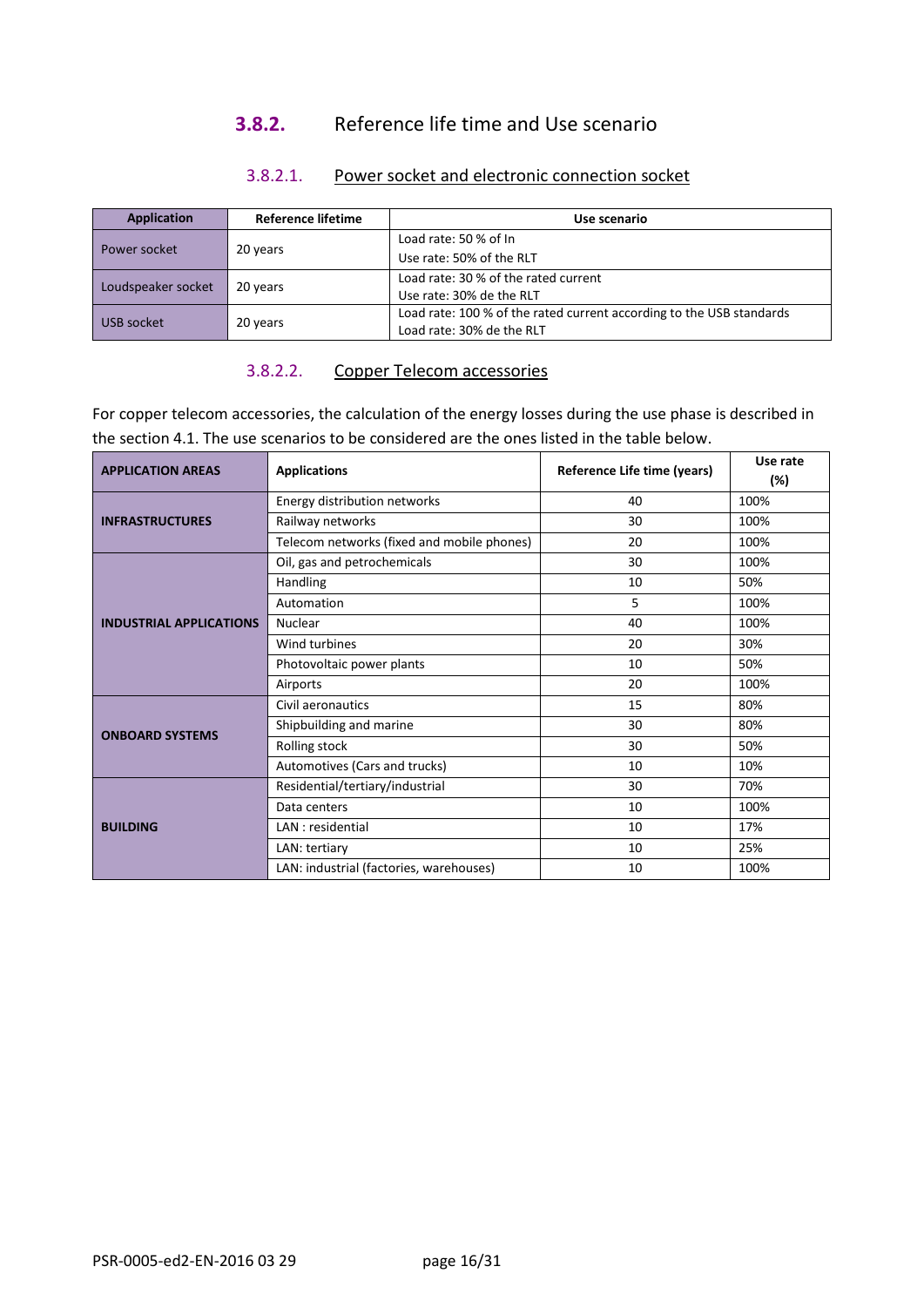### 3.8.2. Reference life time and Use scenario

#### 3.8.2.1. Power socket and electronic connection socket

| Application | Reference lifetime | Use scenario |
|---|---|---|
| Power socket | 20 years | Load rate: 50 % of In<br>Use rate: 50% of the RLT |
| Loudspeaker socket | 20 years | Load rate: 30 % of the rated current<br>Use rate: 30% de the RLT |
| USB socket | 20 years | Load rate: 100 % of the rated current according to the USB standards<br>Load rate: 30% de the RLT |

#### 3.8.2.2. Copper Telecom accessories

For copper telecom accessories, the calculation of the energy losses during the use phase is described in the section 4.1. The use scenarios to be considered are the ones listed in the table below.

| APPLICATION AREAS | Applications | Reference Life time (years) | Use rate (%) |
|---|---|---|---|
| **INFRASTRUCTURES** | Energy distribution networks | 40 | 100% |
| | Railway networks | 30 | 100% |
| | Telecom networks (fixed and mobile phones) | 20 | 100% |
| **INDUSTRIAL APPLICATIONS** | Oil, gas and petrochemicals | 30 | 100% |
| | Handling | 10 | 50% |
| | Automation | 5 | 100% |
| | Nuclear | 40 | 100% |
| | Wind turbines | 20 | 30% |
| | Photovoltaic power plants | 10 | 50% |
| | Airports | 20 | 100% |
| **ONBOARD SYSTEMS** | Civil aeronautics | 15 | 80% |
| | Shipbuilding and marine | 30 | 80% |
| | Rolling stock | 30 | 50% |
| | Automotives (Cars and trucks) | 10 | 10% |
| **BUILDING** | Residential/tertiary/industrial | 30 | 70% |
| | Data centers | 10 | 100% |
| | LAN : residential | 10 | 17% |
| | LAN: tertiary | 10 | 25% |
| | LAN: industrial (factories, warehouses) | 10 | 100% |

PSR-0005-ed2-EN-2016 03 29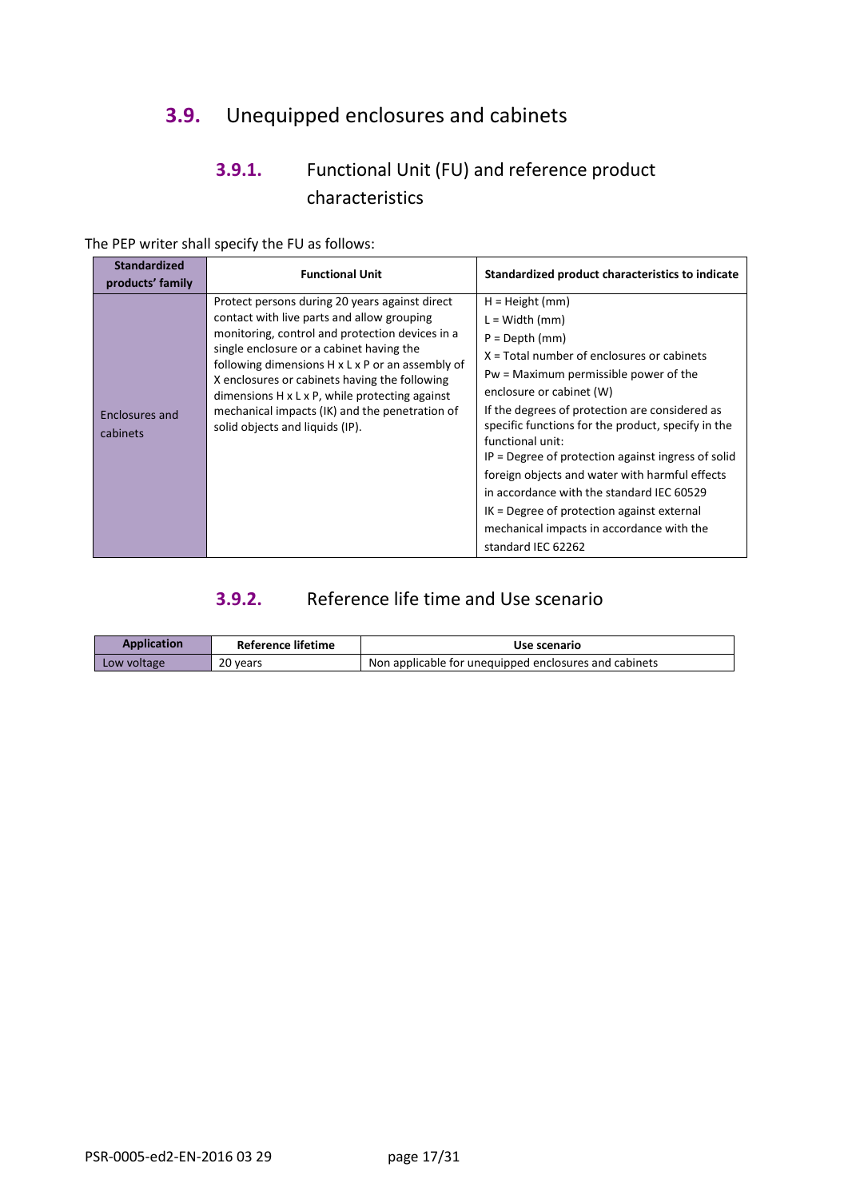## 3.9. Unequipped enclosures and cabinets

### 3.9.1. Functional Unit (FU) and reference product characteristics

The PEP writer shall specify the FU as follows:

| Standardized products' family | Functional Unit | Standardized product characteristics to indicate |
|---|---|---|
| Enclosures and cabinets | Protect persons during 20 years against direct contact with live parts and allow grouping monitoring, control and protection devices in a single enclosure or a cabinet having the following dimensions H x L x P or an assembly of X enclosures or cabinets having the following dimensions H x L x P, while protecting against mechanical impacts (IK) and the penetration of solid objects and liquids (IP). | H = Height (mm)<br>L = Width (mm)<br>P = Depth (mm)<br>X = Total number of enclosures or cabinets<br>Pw = Maximum permissible power of the enclosure or cabinet (W)<br>If the degrees of protection are considered as specific functions for the product, specify in the functional unit:<br>IP = Degree of protection against ingress of solid foreign objects and water with harmful effects in accordance with the standard IEC 60529<br>IK = Degree of protection against external mechanical impacts in accordance with the standard IEC 62262 |

### 3.9.2. Reference life time and Use scenario

| Application | Reference lifetime | Use scenario |
|---|---|---|
| Low voltage | 20 years | Non applicable for unequipped enclosures and cabinets |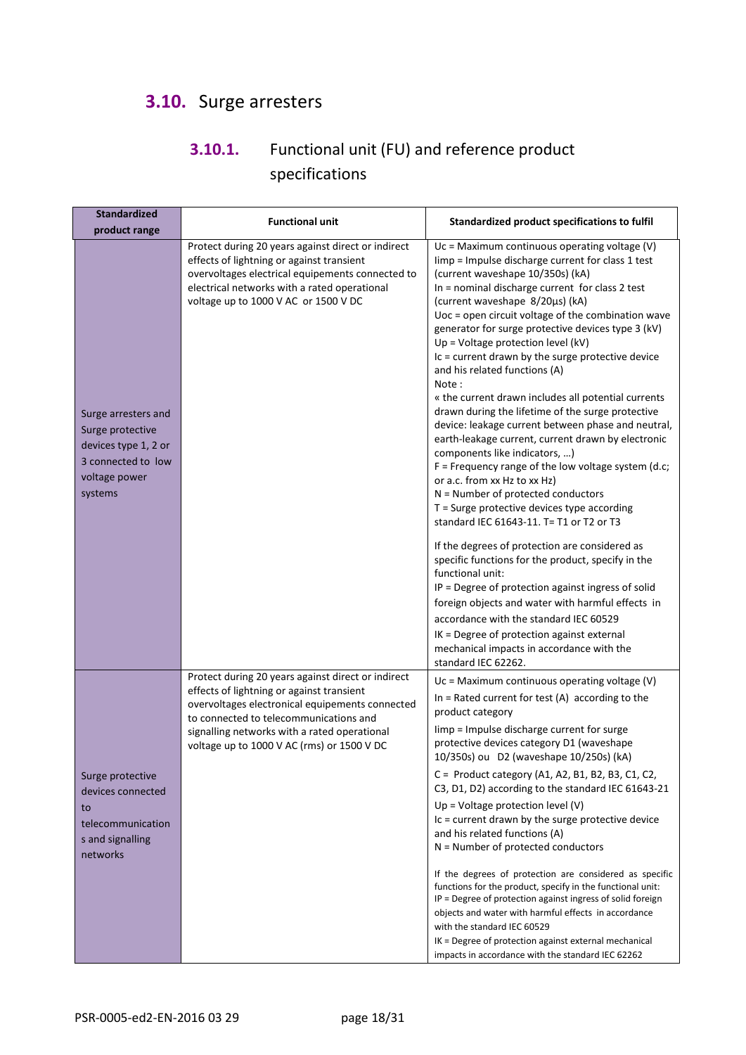## 3.10. Surge arresters

### 3.10.1. Functional unit (FU) and reference product specifications

| Standardized product range | Functional unit | Standardized product specifications to fulfil |
|---|---|---|
| Surge arresters and Surge protective devices type 1, 2 or 3 connected to low voltage power systems | Protect during 20 years against direct or indirect effects of lightning or against transient overvoltages electrical equipements connected to electrical networks with a rated operational voltage up to 1000 V AC or 1500 V DC | Uc = Maximum continuous operating voltage (V)<br>Iimp = Impulse discharge current for class 1 test (current waveshape 10/350s) (kA)<br>In = nominal discharge current for class 2 test (current waveshape 8/20µs) (kA)<br>Uoc = open circuit voltage of the combination wave generator for surge protective devices type 3 (kV)<br>Up = Voltage protection level (kV)<br>Ic = current drawn by the surge protective device and his related functions (A)<br>Note :<br>« the current drawn includes all potential currents drawn during the lifetime of the surge protective device: leakage current between phase and neutral, earth-leakage current, current drawn by electronic components like indicators, …)<br>F = Frequency range of the low voltage system (d.c; or a.c. from xx Hz to xx Hz)<br>N = Number of protected conductors<br>T = Surge protective devices type according standard IEC 61643-11. T= T1 or T2 or T3<br><br>If the degrees of protection are considered as specific functions for the product, specify in the functional unit:<br>IP = Degree of protection against ingress of solid foreign objects and water with harmful effects in accordance with the standard IEC 60529<br>IK = Degree of protection against external mechanical impacts in accordance with the standard IEC 62262. |
| Surge protective devices connected to telecommunications and signalling networks | Protect during 20 years against direct or indirect effects of lightning or against transient overvoltages electronical equipements connected to connected to telecommunications and signalling networks with a rated operational voltage up to 1000 V AC (rms) or 1500 V DC | Uc = Maximum continuous operating voltage (V)<br>In = Rated current for test (A) according to the product category<br>Iimp = Impulse discharge current for surge protective devices category D1 (waveshape 10/350s) ou D2 (waveshape 10/250s) (kA)<br>C = Product category (A1, A2, B1, B2, B3, C1, C2, C3, D1, D2) according to the standard IEC 61643-21<br>Up = Voltage protection level (V)<br>Ic = current drawn by the surge protective device and his related functions (A)<br>N = Number of protected conductors<br><br>If the degrees of protection are considered as specific functions for the product, specify in the functional unit:<br>IP = Degree of protection against ingress of solid foreign objects and water with harmful effects in accordance with the standard IEC 60529<br>IK = Degree of protection against external mechanical impacts in accordance with the standard IEC 62262 |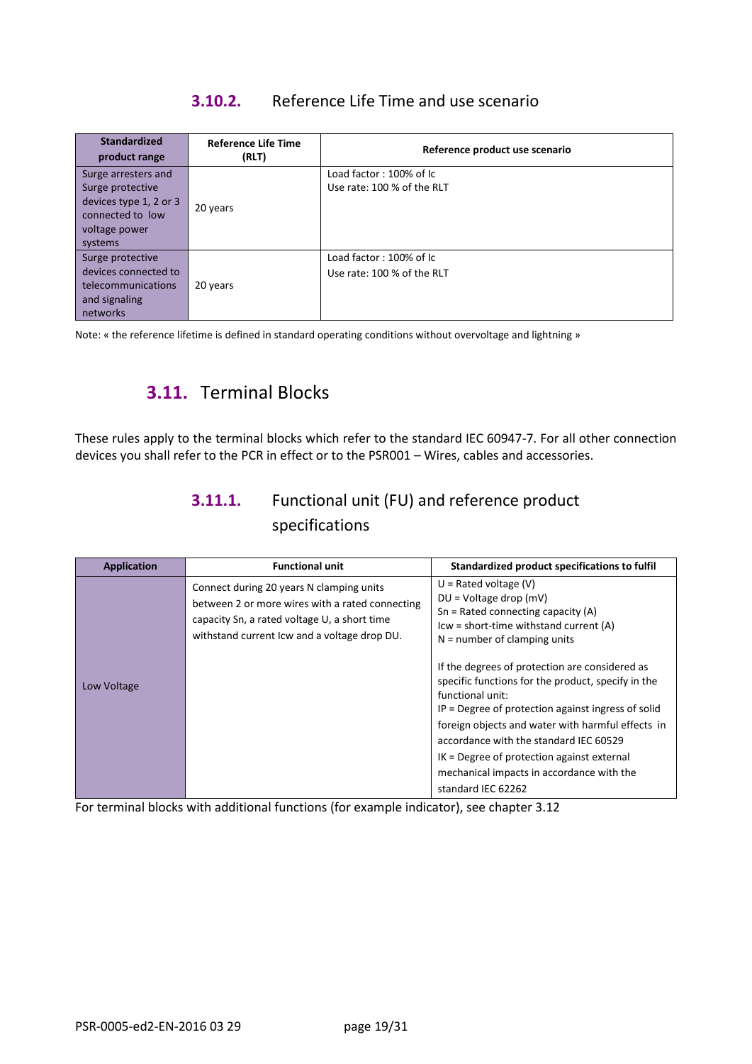### 3.10.2. Reference Life Time and use scenario

| Standardized product range | Reference Life Time (RLT) | Reference product use scenario |
|---|---|---|
| Surge arresters and Surge protective devices type 1, 2 or 3 connected to low voltage power systems | 20 years | Load factor : 100% of Ic<br>Use rate: 100 % of the RLT |
| Surge protective devices connected to telecommunications and signaling networks | 20 years | Load factor : 100% of Ic<br>Use rate: 100 % of the RLT |

Note: « the reference lifetime is defined in standard operating conditions without overvoltage and lightning »

## 3.11. Terminal Blocks

These rules apply to the terminal blocks which refer to the standard IEC 60947-7. For all other connection devices you shall refer to the PCR in effect or to the PSR001 – Wires, cables and accessories.

### 3.11.1. Functional unit (FU) and reference product specifications

| Application | Functional unit | Standardized product specifications to fulfil |
|---|---|---|
| Low Voltage | Connect during 20 years N clamping units between 2 or more wires with a rated connecting capacity Sn, a rated voltage U, a short time withstand current Icw and a voltage drop DU. | U = Rated voltage (V)<br>DU = Voltage drop (mV)<br>Sn = Rated connecting capacity (A)<br>Icw = short-time withstand current (A)<br>N = number of clamping units<br><br>If the degrees of protection are considered as specific functions for the product, specify in the functional unit:<br>IP = Degree of protection against ingress of solid foreign objects and water with harmful effects in accordance with the standard IEC 60529<br>IK = Degree of protection against external mechanical impacts in accordance with the standard IEC 62262 |

For terminal blocks with additional functions (for example indicator), see chapter 3.12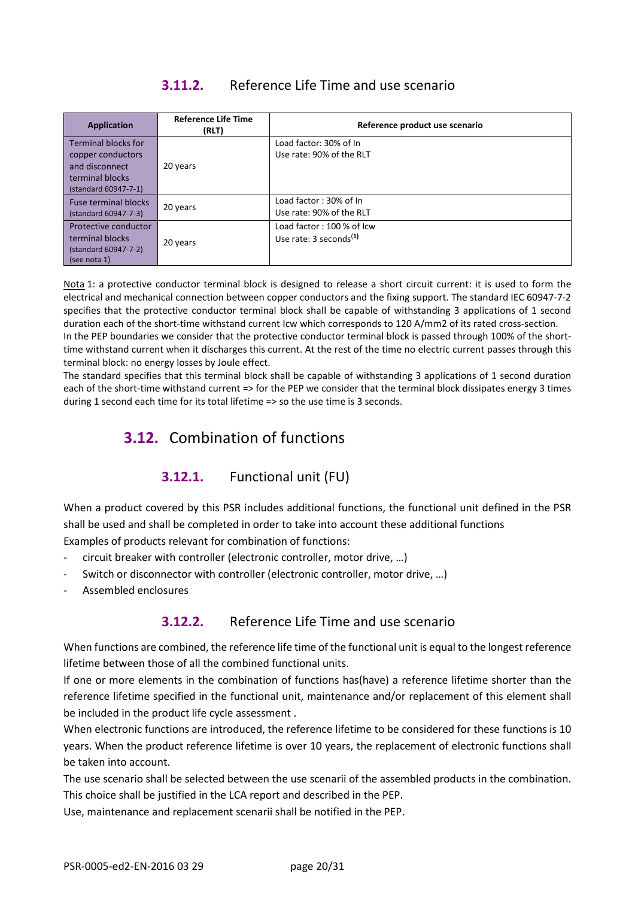### 3.11.2. Reference Life Time and use scenario

| Application | Reference Life Time (RLT) | Reference product use scenario |
|---|---|---|
| Terminal blocks for copper conductors and disconnect terminal blocks (standard 60947-7-1) | 20 years | Load factor: 30% of In<br>Use rate: 90% of the RLT |
| Fuse terminal blocks (standard 60947-7-3) | 20 years | Load factor : 30% of In<br>Use rate: 90% of the RLT |
| Protective conductor terminal blocks (standard 60947-7-2) (see nota 1) | 20 years | Load factor : 100 % of Icw<br>Use rate: 3 seconds(1) |

Nota 1: a protective conductor terminal block is designed to release a short circuit current: it is used to form the electrical and mechanical connection between copper conductors and the fixing support. The standard IEC 60947-7-2 specifies that the protective conductor terminal block shall be capable of withstanding 3 applications of 1 second duration each of the short-time withstand current Icw which corresponds to 120 A/mm2 of its rated cross-section.
In the PEP boundaries we consider that the protective conductor terminal block is passed through 100% of the short-time withstand current when it discharges this current. At the rest of the time no electric current passes through this terminal block: no energy losses by Joule effect.
The standard specifies that this terminal block shall be capable of withstanding 3 applications of 1 second duration each of the short-time withstand current => for the PEP we consider that the terminal block dissipates energy 3 times during 1 second each time for its total lifetime => so the use time is 3 seconds.

## 3.12. Combination of functions

### 3.12.1. Functional unit (FU)

When a product covered by this PSR includes additional functions, the functional unit defined in the PSR shall be used and shall be completed in order to take into account these additional functions
Examples of products relevant for combination of functions:

- circuit breaker with controller (electronic controller, motor drive, …)
- Switch or disconnector with controller (electronic controller, motor drive, …)
- Assembled enclosures

### 3.12.2. Reference Life Time and use scenario

When functions are combined, the reference life time of the functional unit is equal to the longest reference lifetime between those of all the combined functional units.
If one or more elements in the combination of functions has(have) a reference lifetime shorter than the reference lifetime specified in the functional unit, maintenance and/or replacement of this element shall be included in the product life cycle assessment .
When electronic functions are introduced, the reference lifetime to be considered for these functions is 10 years. When the product reference lifetime is over 10 years, the replacement of electronic functions shall be taken into account.
The use scenario shall be selected between the use scenarii of the assembled products in the combination. This choice shall be justified in the LCA report and described in the PEP.
Use, maintenance and replacement scenarii shall be notified in the PEP.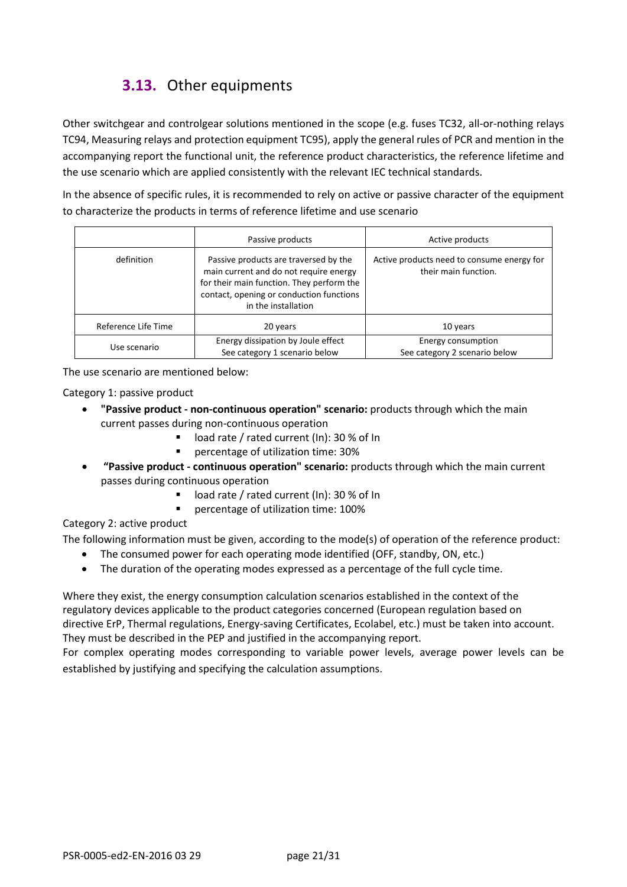## 3.13. Other equipments

Other switchgear and controlgear solutions mentioned in the scope (e.g. fuses TC32, all-or-nothing relays TC94, Measuring relays and protection equipment TC95), apply the general rules of PCR and mention in the accompanying report the functional unit, the reference product characteristics, the reference lifetime and the use scenario which are applied consistently with the relevant IEC technical standards.

In the absence of specific rules, it is recommended to rely on active or passive character of the equipment to characterize the products in terms of reference lifetime and use scenario

| | Passive products | Active products |
|---|---|---|
| definition | Passive products are traversed by the main current and do not require energy for their main function. They perform the contact, opening or conduction functions in the installation | Active products need to consume energy for their main function. |
| Reference Life Time | 20 years | 10 years |
| Use scenario | Energy dissipation by Joule effect<br>See category 1 scenario below | Energy consumption<br>See category 2 scenario below |

The use scenario are mentioned below:

Category 1: passive product

- **"Passive product - non-continuous operation" scenario:** products through which the main current passes during non-continuous operation
  - load rate / rated current (In): 30 % of In
  - percentage of utilization time: 30%
- **"Passive product - continuous operation" scenario:** products through which the main current passes during continuous operation
  - load rate / rated current (In): 30 % of In
  - percentage of utilization time: 100%

Category 2: active product

The following information must be given, according to the mode(s) of operation of the reference product:

- The consumed power for each operating mode identified (OFF, standby, ON, etc.)
- The duration of the operating modes expressed as a percentage of the full cycle time.

Where they exist, the energy consumption calculation scenarios established in the context of the regulatory devices applicable to the product categories concerned (European regulation based on directive ErP, Thermal regulations, Energy-saving Certificates, Ecolabel, etc.) must be taken into account. They must be described in the PEP and justified in the accompanying report.

For complex operating modes corresponding to variable power levels, average power levels can be established by justifying and specifying the calculation assumptions.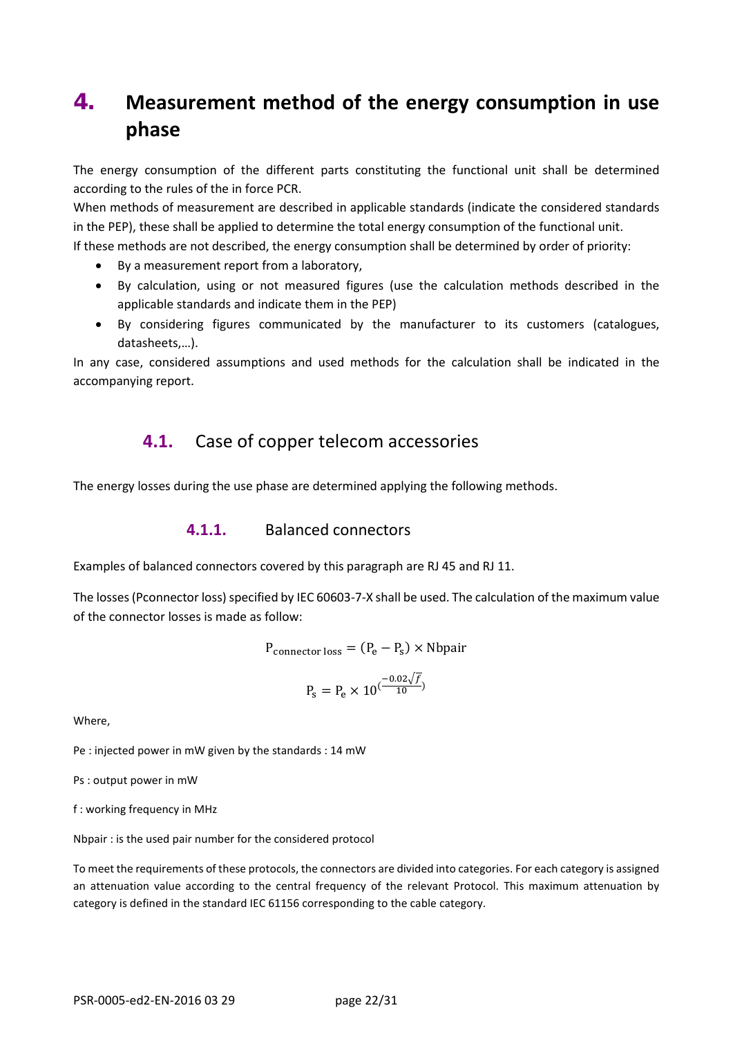# 4. Measurement method of the energy consumption in use phase

The energy consumption of the different parts constituting the functional unit shall be determined according to the rules of the in force PCR.
When methods of measurement are described in applicable standards (indicate the considered standards in the PEP), these shall be applied to determine the total energy consumption of the functional unit.
If these methods are not described, the energy consumption shall be determined by order of priority:

- By a measurement report from a laboratory,
- By calculation, using or not measured figures (use the calculation methods described in the applicable standards and indicate them in the PEP)
- By considering figures communicated by the manufacturer to its customers (catalogues, datasheets,…).

In any case, considered assumptions and used methods for the calculation shall be indicated in the accompanying report.

## 4.1. Case of copper telecom accessories

The energy losses during the use phase are determined applying the following methods.

### 4.1.1. Balanced connectors

Examples of balanced connectors covered by this paragraph are RJ 45 and RJ 11.

The losses (Pconnector loss) specified by IEC 60603-7-X shall be used. The calculation of the maximum value of the connector losses is made as follow:

$$P_{\text{connector loss}} = (P_e - P_s) \times \text{Nbpair}$$

$$P_s = P_e \times 10^{\left(\frac{-0.02\sqrt{f}}{10}\right)}$$

Where,

Pe : injected power in mW given by the standards : 14 mW

Ps : output power in mW

f : working frequency in MHz

Nbpair : is the used pair number for the considered protocol

To meet the requirements of these protocols, the connectors are divided into categories. For each category is assigned an attenuation value according to the central frequency of the relevant Protocol. This maximum attenuation by category is defined in the standard IEC 61156 corresponding to the cable category.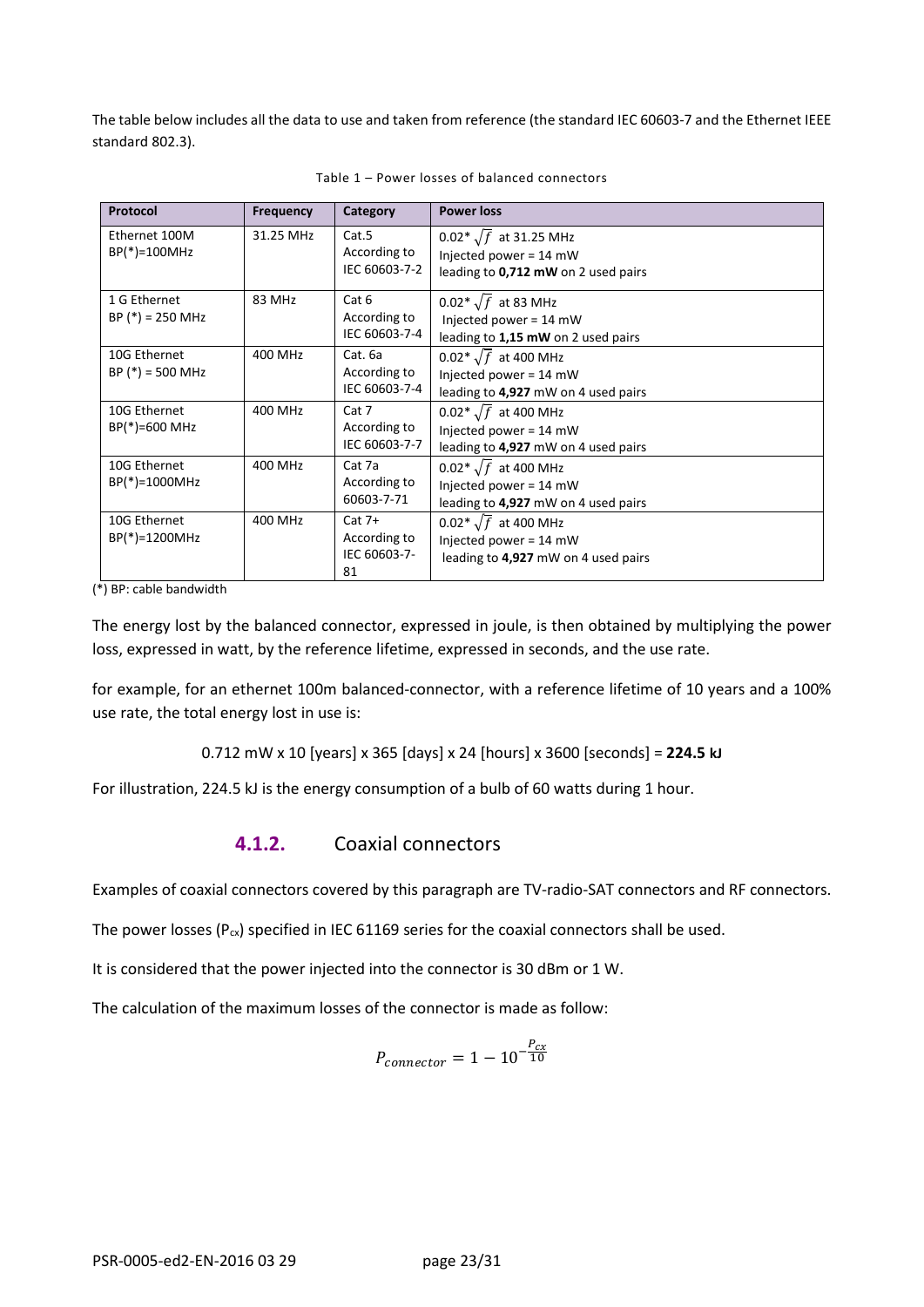The table below includes all the data to use and taken from reference (the standard IEC 60603-7 and the Ethernet IEEE standard 802.3).

Table 1 – Power losses of balanced connectors

| Protocol | Frequency | Category | Power loss |
|---|---|---|---|
| Ethernet 100M BP(*)=100MHz | 31.25 MHz | Cat.5 According to IEC 60603-7-2 | 0.02* $\sqrt{f}$ at 31.25 MHz Injected power = 14 mW leading to **0,712 mW** on 2 used pairs |
| 1 G Ethernet BP (*) = 250 MHz | 83 MHz | Cat 6 According to IEC 60603-7-4 | 0.02* $\sqrt{f}$ at 83 MHz Injected power = 14 mW leading to **1,15 mW** on 2 used pairs |
| 10G Ethernet BP (*) = 500 MHz | 400 MHz | Cat. 6a According to IEC 60603-7-4 | 0.02* $\sqrt{f}$ at 400 MHz Injected power = 14 mW leading to **4,927** mW on 4 used pairs |
| 10G Ethernet BP(*)=600 MHz | 400 MHz | Cat 7 According to IEC 60603-7-7 | 0.02* $\sqrt{f}$ at 400 MHz Injected power = 14 mW leading to **4,927** mW on 4 used pairs |
| 10G Ethernet BP(*)=1000MHz | 400 MHz | Cat 7a According to 60603-7-71 | 0.02* $\sqrt{f}$ at 400 MHz Injected power = 14 mW leading to **4,927** mW on 4 used pairs |
| 10G Ethernet BP(*)=1200MHz | 400 MHz | Cat 7+ According to IEC 60603-7-81 | 0.02* $\sqrt{f}$ at 400 MHz Injected power = 14 mW leading to **4,927** mW on 4 used pairs |

(*) BP: cable bandwidth

The energy lost by the balanced connector, expressed in joule, is then obtained by multiplying the power loss, expressed in watt, by the reference lifetime, expressed in seconds, and the use rate.

for example, for an ethernet 100m balanced-connector, with a reference lifetime of 10 years and a 100% use rate, the total energy lost in use is:

0.712 mW x 10 [years] x 365 [days] x 24 [hours] x 3600 [seconds] = **224.5 kJ**

For illustration, 224.5 kJ is the energy consumption of a bulb of 60 watts during 1 hour.

### 4.1.2. Coaxial connectors

Examples of coaxial connectors covered by this paragraph are TV-radio-SAT connectors and RF connectors.

The power losses ($P_{cx}$) specified in IEC 61169 series for the coaxial connectors shall be used.

It is considered that the power injected into the connector is 30 dBm or 1 W.

The calculation of the maximum losses of the connector is made as follow:

$$P_{connector} = 1 - 10^{-\frac{P_{cx}}{10}}$$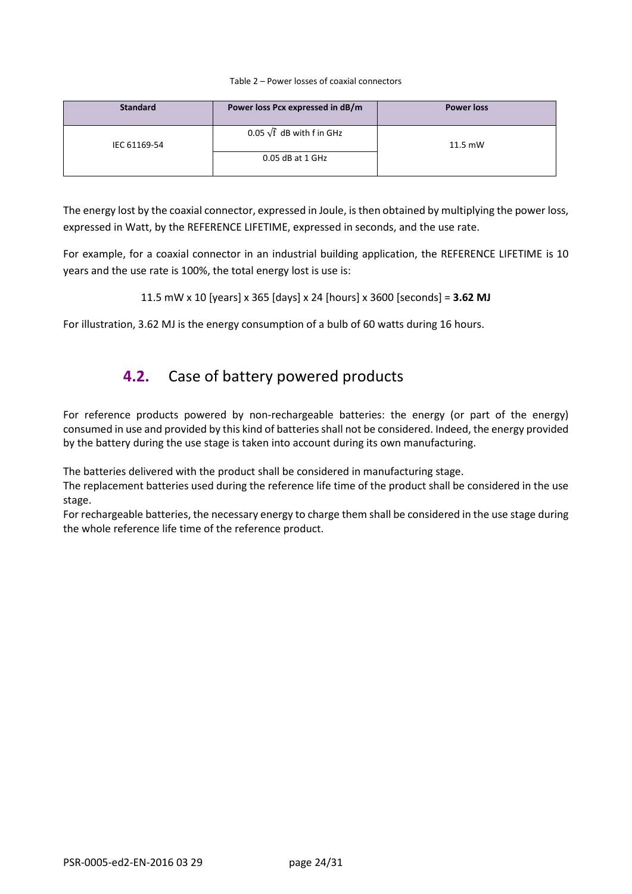Table 2 – Power losses of coaxial connectors

| Standard | Power loss Pcx expressed in dB/m | Power loss |
|---|---|---|
| IEC 61169-54 | 0.05 $\sqrt{f}$ dB with f in GHz | 11.5 mW |
| | 0.05 dB at 1 GHz | |

The energy lost by the coaxial connector, expressed in Joule, is then obtained by multiplying the power loss, expressed in Watt, by the REFERENCE LIFETIME, expressed in seconds, and the use rate.

For example, for a coaxial connector in an industrial building application, the REFERENCE LIFETIME is 10 years and the use rate is 100%, the total energy lost is use is:

11.5 mW x 10 [years] x 365 [days] x 24 [hours] x 3600 [seconds] = **3.62 MJ**

For illustration, 3.62 MJ is the energy consumption of a bulb of 60 watts during 16 hours.

## 4.2. Case of battery powered products

For reference products powered by non-rechargeable batteries: the energy (or part of the energy) consumed in use and provided by this kind of batteries shall not be considered. Indeed, the energy provided by the battery during the use stage is taken into account during its own manufacturing.

The batteries delivered with the product shall be considered in manufacturing stage.
The replacement batteries used during the reference life time of the product shall be considered in the use stage.
For rechargeable batteries, the necessary energy to charge them shall be considered in the use stage during the whole reference life time of the reference product.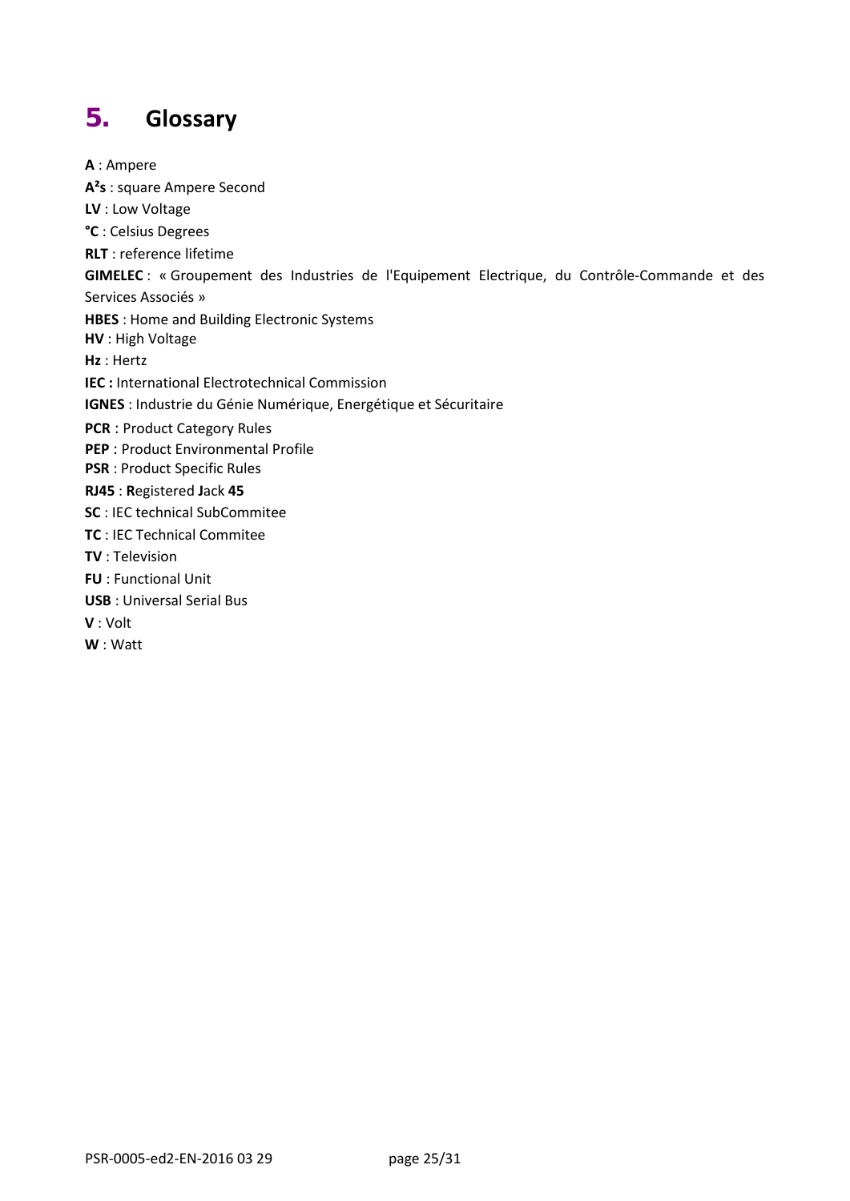# 5. Glossary

**A** : Ampere

**A²s** : square Ampere Second

**LV** : Low Voltage

**°C** : Celsius Degrees

**RLT** : reference lifetime

**GIMELEC** : « Groupement des Industries de l'Equipement Electrique, du Contrôle-Commande et des Services Associés »

**HBES** : Home and Building Electronic Systems

**HV** : High Voltage

**Hz** : Hertz

**IEC :** International Electrotechnical Commission

**IGNES** : Industrie du Génie Numérique, Energétique et Sécuritaire

**PCR** : Product Category Rules

**PEP** : Product Environmental Profile

**PSR** : Product Specific Rules

**RJ45** : **R**egistered **J**ack **45**

**SC** : IEC technical SubCommitee

**TC** : IEC Technical Commitee

**TV** : Television

**FU** : Functional Unit

**USB** : Universal Serial Bus

**V** : Volt

**W** : Watt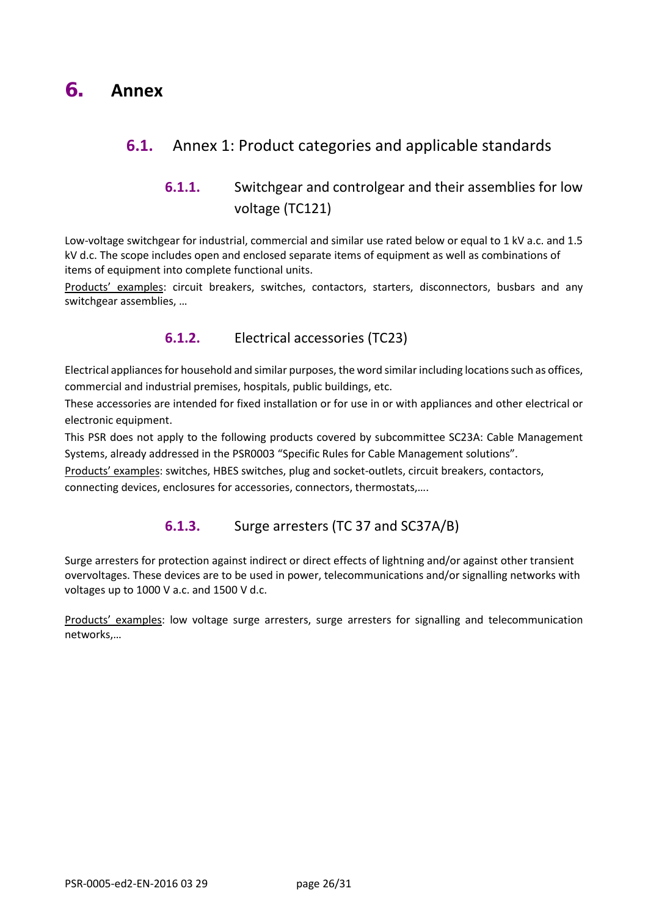# 6. Annex

## 6.1. Annex 1: Product categories and applicable standards

### 6.1.1. Switchgear and controlgear and their assemblies for low voltage (TC121)

Low-voltage switchgear for industrial, commercial and similar use rated below or equal to 1 kV a.c. and 1.5 kV d.c. The scope includes open and enclosed separate items of equipment as well as combinations of items of equipment into complete functional units.

Products' examples: circuit breakers, switches, contactors, starters, disconnectors, busbars and any switchgear assemblies, …

### 6.1.2. Electrical accessories (TC23)

Electrical appliances for household and similar purposes, the word similar including locations such as offices, commercial and industrial premises, hospitals, public buildings, etc.

These accessories are intended for fixed installation or for use in or with appliances and other electrical or electronic equipment.

This PSR does not apply to the following products covered by subcommittee SC23A: Cable Management Systems, already addressed in the PSR0003 "Specific Rules for Cable Management solutions".

Products' examples: switches, HBES switches, plug and socket-outlets, circuit breakers, contactors, connecting devices, enclosures for accessories, connectors, thermostats,….

### 6.1.3. Surge arresters (TC 37 and SC37A/B)

Surge arresters for protection against indirect or direct effects of lightning and/or against other transient overvoltages. These devices are to be used in power, telecommunications and/or signalling networks with voltages up to 1000 V a.c. and 1500 V d.c.

Products' examples: low voltage surge arresters, surge arresters for signalling and telecommunication networks,…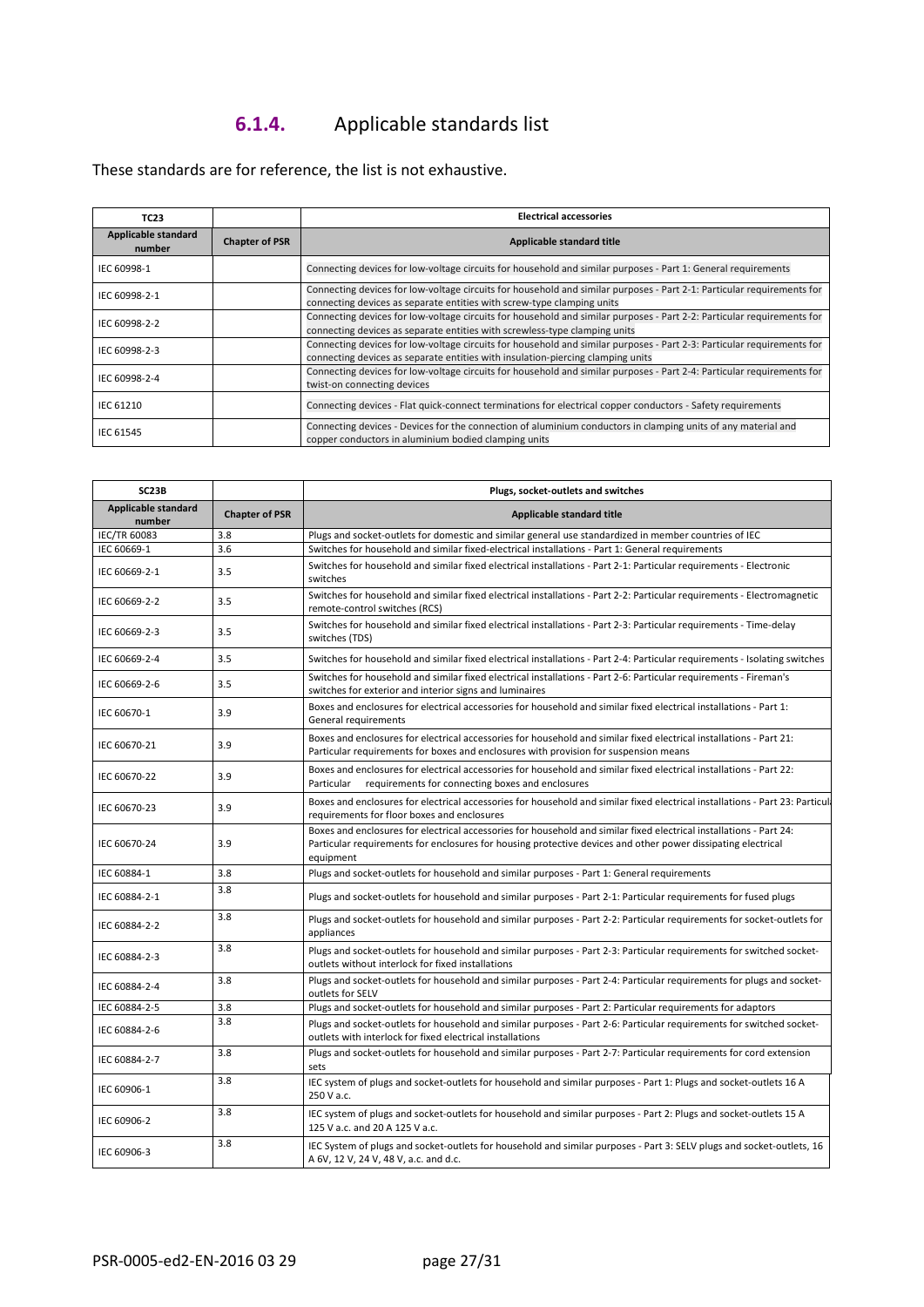## 6.1.4. Applicable standards list

These standards are for reference, the list is not exhaustive.

| TC23 | | Electrical accessories |
|---|---|---|
| **Applicable standard number** | **Chapter of PSR** | **Applicable standard title** |
| IEC 60998-1 | | Connecting devices for low-voltage circuits for household and similar purposes - Part 1: General requirements |
| IEC 60998-2-1 | | Connecting devices for low-voltage circuits for household and similar purposes - Part 2-1: Particular requirements for connecting devices as separate entities with screw-type clamping units |
| IEC 60998-2-2 | | Connecting devices for low-voltage circuits for household and similar purposes - Part 2-2: Particular requirements for connecting devices as separate entities with screwless-type clamping units |
| IEC 60998-2-3 | | Connecting devices for low-voltage circuits for household and similar purposes - Part 2-3: Particular requirements for connecting devices as separate entities with insulation-piercing clamping units |
| IEC 60998-2-4 | | Connecting devices for low-voltage circuits for household and similar purposes - Part 2-4: Particular requirements for twist-on connecting devices |
| IEC 61210 | | Connecting devices - Flat quick-connect terminations for electrical copper conductors - Safety requirements |
| IEC 61545 | | Connecting devices - Devices for the connection of aluminium conductors in clamping units of any material and copper conductors in aluminium bodied clamping units |

| SC23B | | Plugs, socket-outlets and switches |
|---|---|---|
| **Applicable standard number** | **Chapter of PSR** | **Applicable standard title** |
| IEC/TR 60083 | 3.8 | Plugs and socket-outlets for domestic and similar general use standardized in member countries of IEC |
| IEC 60669-1 | 3.6 | Switches for household and similar fixed-electrical installations - Part 1: General requirements |
| IEC 60669-2-1 | 3.5 | Switches for household and similar fixed electrical installations - Part 2-1: Particular requirements - Electronic switches |
| IEC 60669-2-2 | 3.5 | Switches for household and similar fixed electrical installations - Part 2-2: Particular requirements - Electromagnetic remote-control switches (RCS) |
| IEC 60669-2-3 | 3.5 | Switches for household and similar fixed electrical installations - Part 2-3: Particular requirements - Time-delay switches (TDS) |
| IEC 60669-2-4 | 3.5 | Switches for household and similar fixed electrical installations - Part 2-4: Particular requirements - Isolating switches |
| IEC 60669-2-6 | 3.5 | Switches for household and similar fixed electrical installations - Part 2-6: Particular requirements - Fireman's switches for exterior and interior signs and luminaires |
| IEC 60670-1 | 3.9 | Boxes and enclosures for electrical accessories for household and similar fixed electrical installations - Part 1: General requirements |
| IEC 60670-21 | 3.9 | Boxes and enclosures for electrical accessories for household and similar fixed electrical installations - Part 21: Particular requirements for boxes and enclosures with provision for suspension means |
| IEC 60670-22 | 3.9 | Boxes and enclosures for electrical accessories for household and similar fixed electrical installations - Part 22: Particular requirements for connecting boxes and enclosures |
| IEC 60670-23 | 3.9 | Boxes and enclosures for electrical accessories for household and similar fixed electrical installations - Part 23: Particul requirements for floor boxes and enclosures |
| IEC 60670-24 | 3.9 | Boxes and enclosures for electrical accessories for household and similar fixed electrical installations - Part 24: Particular requirements for enclosures for housing protective devices and other power dissipating electrical equipment |
| IEC 60884-1 | 3.8 | Plugs and socket-outlets for household and similar purposes - Part 1: General requirements |
| IEC 60884-2-1 | 3.8 | Plugs and socket-outlets for household and similar purposes - Part 2-1: Particular requirements for fused plugs |
| IEC 60884-2-2 | 3.8 | Plugs and socket-outlets for household and similar purposes - Part 2-2: Particular requirements for socket-outlets for appliances |
| IEC 60884-2-3 | 3.8 | Plugs and socket-outlets for household and similar purposes - Part 2-3: Particular requirements for switched socket-outlets without interlock for fixed installations |
| IEC 60884-2-4 | 3.8 | Plugs and socket-outlets for household and similar purposes - Part 2-4: Particular requirements for plugs and socket-outlets for SELV |
| IEC 60884-2-5 | 3.8 | Plugs and socket-outlets for household and similar purposes - Part 2: Particular requirements for adaptors |
| IEC 60884-2-6 | 3.8 | Plugs and socket-outlets for household and similar purposes - Part 2-6: Particular requirements for switched socket-outlets with interlock for fixed electrical installations |
| IEC 60884-2-7 | 3.8 | Plugs and socket-outlets for household and similar purposes - Part 2-7: Particular requirements for cord extension sets |
| IEC 60906-1 | 3.8 | IEC system of plugs and socket-outlets for household and similar purposes - Part 1: Plugs and socket-outlets 16 A 250 V a.c. |
| IEC 60906-2 | 3.8 | IEC system of plugs and socket-outlets for household and similar purposes - Part 2: Plugs and socket-outlets 15 A 125 V a.c. and 20 A 125 V a.c. |
| IEC 60906-3 | 3.8 | IEC System of plugs and socket-outlets for household and similar purposes - Part 3: SELV plugs and socket-outlets, 16 A 6V, 12 V, 24 V, 48 V, a.c. and d.c. |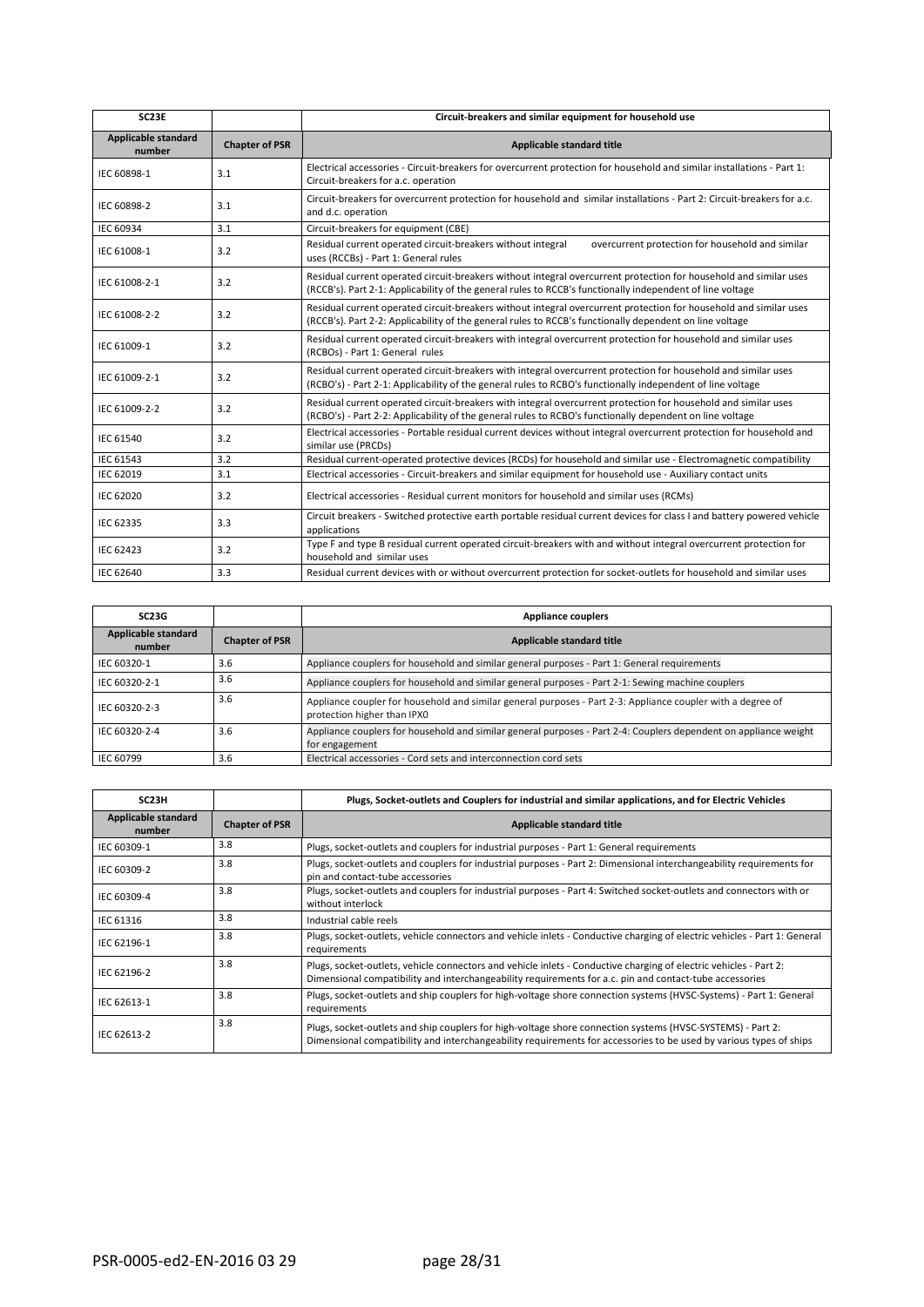| SC23E | | Circuit-breakers and similar equipment for household use |
|---|---|---|
| **Applicable standard number** | **Chapter of PSR** | **Applicable standard title** |
| IEC 60898-1 | 3.1 | Electrical accessories - Circuit-breakers for overcurrent protection for household and similar installations - Part 1: Circuit-breakers for a.c. operation |
| IEC 60898-2 | 3.1 | Circuit-breakers for overcurrent protection for household and similar installations - Part 2: Circuit-breakers for a.c. and d.c. operation |
| IEC 60934 | 3.1 | Circuit-breakers for equipment (CBE) |
| IEC 61008-1 | 3.2 | Residual current operated circuit-breakers without integral overcurrent protection for household and similar uses (RCCBs) - Part 1: General rules |
| IEC 61008-2-1 | 3.2 | Residual current operated circuit-breakers without integral overcurrent protection for household and similar uses (RCCB's). Part 2-1: Applicability of the general rules to RCCB's functionally independent of line voltage |
| IEC 61008-2-2 | 3.2 | Residual current operated circuit-breakers without integral overcurrent protection for household and similar uses (RCCB's). Part 2-2: Applicability of the general rules to RCCB's functionally dependent on line voltage |
| IEC 61009-1 | 3.2 | Residual current operated circuit-breakers with integral overcurrent protection for household and similar uses (RCBOs) - Part 1: General rules |
| IEC 61009-2-1 | 3.2 | Residual current operated circuit-breakers with integral overcurrent protection for household and similar uses (RCBO's) - Part 2-1: Applicability of the general rules to RCBO's functionally independent of line voltage |
| IEC 61009-2-2 | 3.2 | Residual current operated circuit-breakers with integral overcurrent protection for household and similar uses (RCBO's) - Part 2-2: Applicability of the general rules to RCBO's functionally dependent on line voltage |
| IEC 61540 | 3.2 | Electrical accessories - Portable residual current devices without integral overcurrent protection for household and similar use (PRCDs) |
| IEC 61543 | 3.2 | Residual current-operated protective devices (RCDs) for household and similar use - Electromagnetic compatibility |
| IEC 62019 | 3.1 | Electrical accessories - Circuit-breakers and similar equipment for household use - Auxiliary contact units |
| IEC 62020 | 3.2 | Electrical accessories - Residual current monitors for household and similar uses (RCMs) |
| IEC 62335 | 3.3 | Circuit breakers - Switched protective earth portable residual current devices for class I and battery powered vehicle applications |
| IEC 62423 | 3.2 | Type F and type B residual current operated circuit-breakers with and without integral overcurrent protection for household and similar uses |
| IEC 62640 | 3.3 | Residual current devices with or without overcurrent protection for socket-outlets for household and similar uses |

| SC23G | | Appliance couplers |
|---|---|---|
| **Applicable standard number** | **Chapter of PSR** | **Applicable standard title** |
| IEC 60320-1 | 3.6 | Appliance couplers for household and similar general purposes - Part 1: General requirements |
| IEC 60320-2-1 | 3.6 | Appliance couplers for household and similar general purposes - Part 2-1: Sewing machine couplers |
| IEC 60320-2-3 | 3.6 | Appliance coupler for household and similar general purposes - Part 2-3: Appliance coupler with a degree of protection higher than IPX0 |
| IEC 60320-2-4 | 3.6 | Appliance couplers for household and similar general purposes - Part 2-4: Couplers dependent on appliance weight for engagement |
| IEC 60799 | 3.6 | Electrical accessories - Cord sets and interconnection cord sets |

| SC23H | | Plugs, Socket-outlets and Couplers for industrial and similar applications, and for Electric Vehicles |
|---|---|---|
| **Applicable standard number** | **Chapter of PSR** | **Applicable standard title** |
| IEC 60309-1 | 3.8 | Plugs, socket-outlets and couplers for industrial purposes - Part 1: General requirements |
| IEC 60309-2 | 3.8 | Plugs, socket-outlets and couplers for industrial purposes - Part 2: Dimensional interchangeability requirements for pin and contact-tube accessories |
| IEC 60309-4 | 3.8 | Plugs, socket-outlets and couplers for industrial purposes - Part 4: Switched socket-outlets and connectors with or without interlock |
| IEC 61316 | 3.8 | Industrial cable reels |
| IEC 62196-1 | 3.8 | Plugs, socket-outlets, vehicle connectors and vehicle inlets - Conductive charging of electric vehicles - Part 1: General requirements |
| IEC 62196-2 | 3.8 | Plugs, socket-outlets, vehicle connectors and vehicle inlets - Conductive charging of electric vehicles - Part 2: Dimensional compatibility and interchangeability requirements for a.c. pin and contact-tube accessories |
| IEC 62613-1 | 3.8 | Plugs, socket-outlets and ship couplers for high-voltage shore connection systems (HVSC-Systems) - Part 1: General requirements |
| IEC 62613-2 | 3.8 | Plugs, socket-outlets and ship couplers for high-voltage shore connection systems (HVSC-SYSTEMS) - Part 2: Dimensional compatibility and interchangeability requirements for accessories to be used by various types of ships |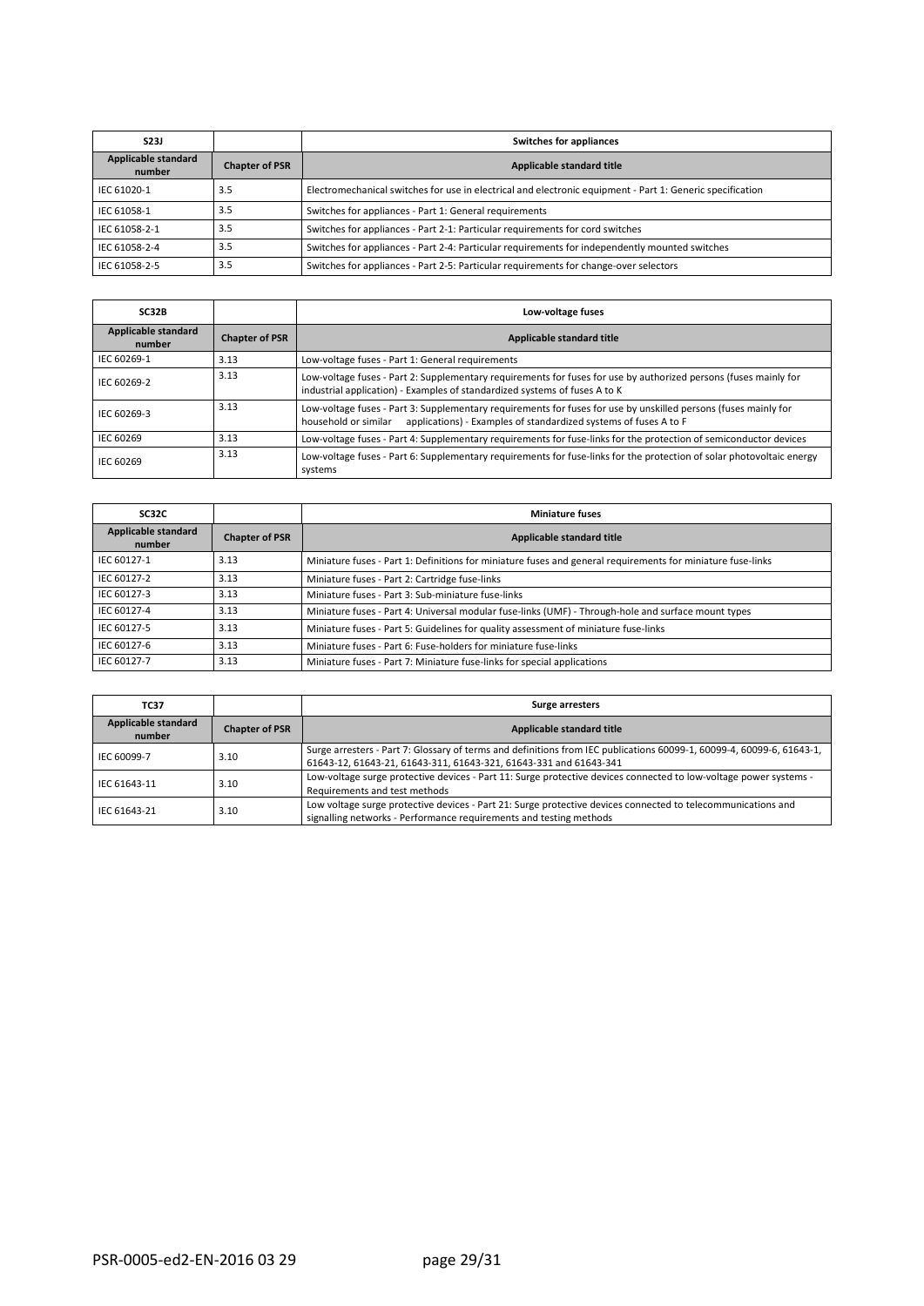| S23J | | Switches for appliances |
|---|---|---|
| **Applicable standard number** | **Chapter of PSR** | **Applicable standard title** |
| IEC 61020-1 | 3.5 | Electromechanical switches for use in electrical and electronic equipment - Part 1: Generic specification |
| IEC 61058-1 | 3.5 | Switches for appliances - Part 1: General requirements |
| IEC 61058-2-1 | 3.5 | Switches for appliances - Part 2-1: Particular requirements for cord switches |
| IEC 61058-2-4 | 3.5 | Switches for appliances - Part 2-4: Particular requirements for independently mounted switches |
| IEC 61058-2-5 | 3.5 | Switches for appliances - Part 2-5: Particular requirements for change-over selectors |

| SC32B | | Low-voltage fuses |
|---|---|---|
| **Applicable standard number** | **Chapter of PSR** | **Applicable standard title** |
| IEC 60269-1 | 3.13 | Low-voltage fuses - Part 1: General requirements |
| IEC 60269-2 | 3.13 | Low-voltage fuses - Part 2: Supplementary requirements for fuses for use by authorized persons (fuses mainly for industrial application) - Examples of standardized systems of fuses A to K |
| IEC 60269-3 | 3.13 | Low-voltage fuses - Part 3: Supplementary requirements for fuses for use by unskilled persons (fuses mainly for household or similar applications) - Examples of standardized systems of fuses A to F |
| IEC 60269 | 3.13 | Low-voltage fuses - Part 4: Supplementary requirements for fuse-links for the protection of semiconductor devices |
| IEC 60269 | 3.13 | Low-voltage fuses - Part 6: Supplementary requirements for fuse-links for the protection of solar photovoltaic energy systems |

| SC32C | | Miniature fuses |
|---|---|---|
| **Applicable standard number** | **Chapter of PSR** | **Applicable standard title** |
| IEC 60127-1 | 3.13 | Miniature fuses - Part 1: Definitions for miniature fuses and general requirements for miniature fuse-links |
| IEC 60127-2 | 3.13 | Miniature fuses - Part 2: Cartridge fuse-links |
| IEC 60127-3 | 3.13 | Miniature fuses - Part 3: Sub-miniature fuse-links |
| IEC 60127-4 | 3.13 | Miniature fuses - Part 4: Universal modular fuse-links (UMF) - Through-hole and surface mount types |
| IEC 60127-5 | 3.13 | Miniature fuses - Part 5: Guidelines for quality assessment of miniature fuse-links |
| IEC 60127-6 | 3.13 | Miniature fuses - Part 6: Fuse-holders for miniature fuse-links |
| IEC 60127-7 | 3.13 | Miniature fuses - Part 7: Miniature fuse-links for special applications |

| TC37 | | Surge arresters |
|---|---|---|
| **Applicable standard number** | **Chapter of PSR** | **Applicable standard title** |
| IEC 60099-7 | 3.10 | Surge arresters - Part 7: Glossary of terms and definitions from IEC publications 60099-1, 60099-4, 60099-6, 61643-1, 61643-12, 61643-21, 61643-311, 61643-321, 61643-331 and 61643-341 |
| IEC 61643-11 | 3.10 | Low-voltage surge protective devices - Part 11: Surge protective devices connected to low-voltage power systems - Requirements and test methods |
| IEC 61643-21 | 3.10 | Low voltage surge protective devices - Part 21: Surge protective devices connected to telecommunications and signalling networks - Performance requirements and testing methods |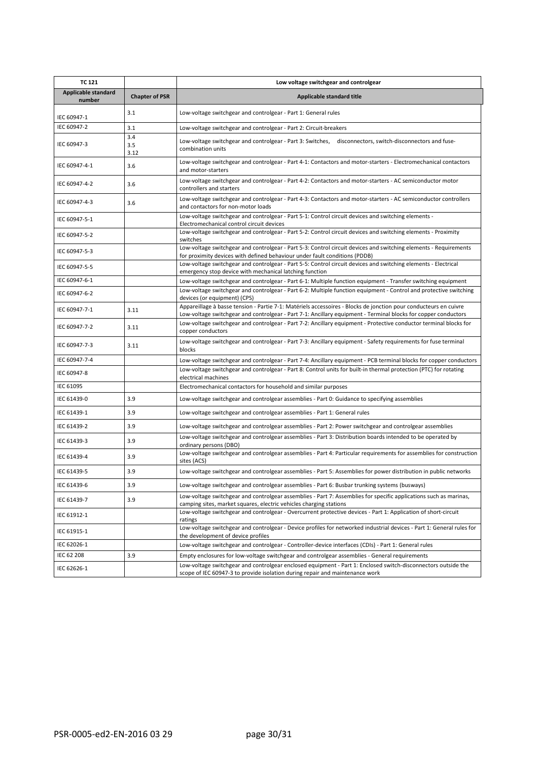| TC 121 | | Low voltage switchgear and controlgear |
|---|---|---|
| **Applicable standard number** | **Chapter of PSR** | **Applicable standard title** |
| IEC 60947-1 | 3.1 | Low-voltage switchgear and controlgear - Part 1: General rules |
| IEC 60947-2 | 3.1 | Low-voltage switchgear and controlgear - Part 2: Circuit-breakers |
| IEC 60947-3 | 3.4<br>3.5<br>3.12 | Low-voltage switchgear and controlgear - Part 3: Switches, disconnectors, switch-disconnectors and fuse-combination units |
| IEC 60947-4-1 | 3.6 | Low-voltage switchgear and controlgear - Part 4-1: Contactors and motor-starters - Electromechanical contactors and motor-starters |
| IEC 60947-4-2 | 3.6 | Low-voltage switchgear and controlgear - Part 4-2: Contactors and motor-starters - AC semiconductor motor controllers and starters |
| IEC 60947-4-3 | 3.6 | Low-voltage switchgear and controlgear - Part 4-3: Contactors and motor-starters - AC semiconductor controllers and contactors for non-motor loads |
| IEC 60947-5-1 | | Low-voltage switchgear and controlgear - Part 5-1: Control circuit devices and switching elements - Electromechanical control circuit devices |
| IEC 60947-5-2 | | Low-voltage switchgear and controlgear - Part 5-2: Control circuit devices and switching elements - Proximity switches |
| IEC 60947-5-3 | | Low-voltage switchgear and controlgear - Part 5-3: Control circuit devices and switching elements - Requirements for proximity devices with defined behaviour under fault conditions (PDDB) |
| IEC 60947-5-5 | | Low-voltage switchgear and controlgear - Part 5-5: Control circuit devices and switching elements - Electrical emergency stop device with mechanical latching function |
| IEC 60947-6-1 | | Low-voltage switchgear and controlgear - Part 6-1: Multiple function equipment - Transfer switching equipment |
| IEC 60947-6-2 | | Low-voltage switchgear and controlgear - Part 6-2: Multiple function equipment - Control and protective switching devices (or equipment) (CPS) |
| IEC 60947-7-1 | 3.11 | Appareillage à basse tension - Partie 7-1: Matériels accessoires - Blocs de jonction pour conducteurs en cuivre<br>Low-voltage switchgear and controlgear - Part 7-1: Ancillary equipment - Terminal blocks for copper conductors |
| IEC 60947-7-2 | 3.11 | Low-voltage switchgear and controlgear - Part 7-2: Ancillary equipment - Protective conductor terminal blocks for copper conductors |
| IEC 60947-7-3 | 3.11 | Low-voltage switchgear and controlgear - Part 7-3: Ancillary equipment - Safety requirements for fuse terminal blocks |
| IEC 60947-7-4 | | Low-voltage switchgear and controlgear - Part 7-4: Ancillary equipment - PCB terminal blocks for copper conductors |
| IEC 60947-8 | | Low-voltage switchgear and controlgear - Part 8: Control units for built-in thermal protection (PTC) for rotating electrical machines |
| IEC 61095 | | Electromechanical contactors for household and similar purposes |
| IEC 61439-0 | 3.9 | Low-voltage switchgear and controlgear assemblies - Part 0: Guidance to specifying assemblies |
| IEC 61439-1 | 3.9 | Low-voltage switchgear and controlgear assemblies - Part 1: General rules |
| IEC 61439-2 | 3.9 | Low-voltage switchgear and controlgear assemblies - Part 2: Power switchgear and controlgear assemblies |
| IEC 61439-3 | 3.9 | Low-voltage switchgear and controlgear assemblies - Part 3: Distribution boards intended to be operated by ordinary persons (DBO) |
| IEC 61439-4 | 3.9 | Low-voltage switchgear and controlgear assemblies - Part 4: Particular requirements for assemblies for construction sites (ACS) |
| IEC 61439-5 | 3.9 | Low-voltage switchgear and controlgear assemblies - Part 5: Assemblies for power distribution in public networks |
| IEC 61439-6 | 3.9 | Low-voltage switchgear and controlgear assemblies - Part 6: Busbar trunking systems (busways) |
| IEC 61439-7 | 3.9 | Low-voltage switchgear and controlgear assemblies - Part 7: Assemblies for specific applications such as marinas, camping sites, market squares, electric vehicles charging stations |
| IEC 61912-1 | | Low-voltage switchgear and controlgear - Overcurrent protective devices - Part 1: Application of short-circuit ratings |
| IEC 61915-1 | | Low-voltage switchgear and controlgear - Device profiles for networked industrial devices - Part 1: General rules for the development of device profiles |
| IEC 62026-1 | | Low-voltage switchgear and controlgear - Controller-device interfaces (CDIs) - Part 1: General rules |
| IEC 62 208 | 3.9 | Empty enclosures for low-voltage switchgear and controlgear assemblies - General requirements |
| IEC 62626-1 | | Low-voltage switchgear and controlgear enclosed equipment - Part 1: Enclosed switch-disconnectors outside the scope of IEC 60947-3 to provide isolation during repair and maintenance work |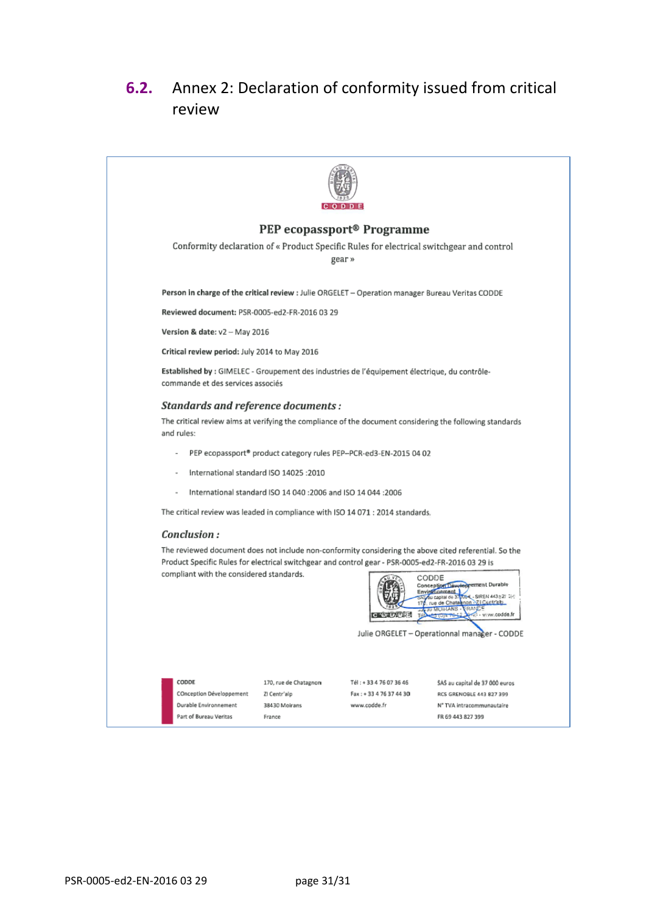## 6.2. Annex 2: Declaration of conformity issued from critical review

CODDE

**PEP ecopassport® Programme**

Conformity declaration of « Product Specific Rules for electrical switchgear and control gear »

**Person in charge of the critical review :** Julie ORGELET – Operation manager Bureau Veritas CODDE

**Reviewed document:** PSR-0005-ed2-FR-2016 03 29

**Version & date:** v2 – May 2016

**Critical review period:** July 2014 to May 2016

**Established by :** GIMELEC - Groupement des industries de l'équipement électrique, du contrôle-commande et des services associés

### *Standards and reference documents :*

The critical review aims at verifying the compliance of the document considering the following standards and rules:

- PEP ecopassport® product category rules PEP–PCR-ed3-EN-2015 04 02
- International standard ISO 14025 :2010
- International standard ISO 14 040 :2006 and ISO 14 044 :2006

The critical review was leaded in compliance with ISO 14 071 : 2014 standards.

### *Conclusion :*

The reviewed document does not include non-conformity considering the above cited referential. So the Product Specific Rules for electrical switchgear and control gear - PSR-0005-ed2-FR-2016 03 29 is compliant with the considered standards.

CODDE
Conception Développement Durable Environnement
SAS au capital de 37 000 € - SIREN 443 827 399
170, rue de Chatagnon - ZI Centr'alp
38430 MOIRANS - FRANCE
www.codde.fr

Julie ORGELET – Operationnal manager - CODDE

CODDE
COnception Développement Durable Environnement
Part of Bureau Veritas

170, rue de Chatagnon
ZI Centr'alp
38430 Moirans
France

Tél : + 33 4 76 07 36 46
Fax : + 33 4 76 37 44 30
www.codde.fr

SAS au capital de 37 000 euros
RCS GRENOBLE 443 827 399
N° TVA intracommunautaire
FR 69 443 827 399